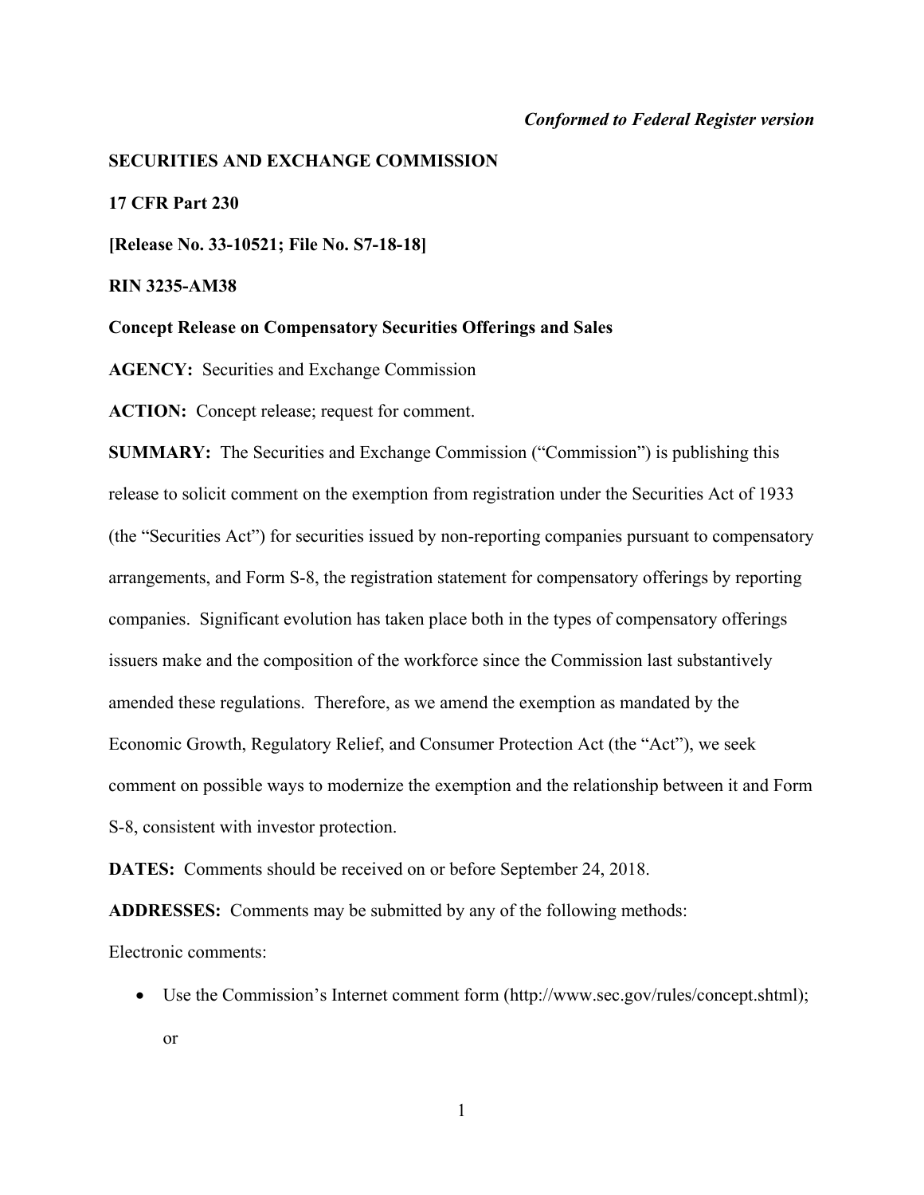*Conformed to Federal Register version*

**SECURITIES AND EXCHANGE COMMISSION**

**17 CFR Part 230**

**[Release No. 33-10521; File No. S7-18-18]**

**RIN 3235-AM38**

**Concept Release on Compensatory Securities Offerings and Sales**

**AGENCY:** Securities and Exchange Commission

**ACTION:** Concept release; request for comment.

**SUMMARY:** The Securities and Exchange Commission ("Commission") is publishing this release to solicit comment on the exemption from registration under the Securities Act of 1933 (the "Securities Act") for securities issued by non-reporting companies pursuant to compensatory arrangements, and Form S-8, the registration statement for compensatory offerings by reporting companies. Significant evolution has taken place both in the types of compensatory offerings issuers make and the composition of the workforce since the Commission last substantively amended these regulations. Therefore, as we amend the exemption as mandated by the Economic Growth, Regulatory Relief, and Consumer Protection Act (the "Act"), we seek comment on possible ways to modernize the exemption and the relationship between it and Form S-8, consistent with investor protection.

**DATES:** Comments should be received on or before September 24, 2018.

**ADDRESSES:** Comments may be submitted by any of the following methods:

Electronic comments:

- Use the Commission's Internet comment form (http://www.sec.gov/rules/concept.shtml); or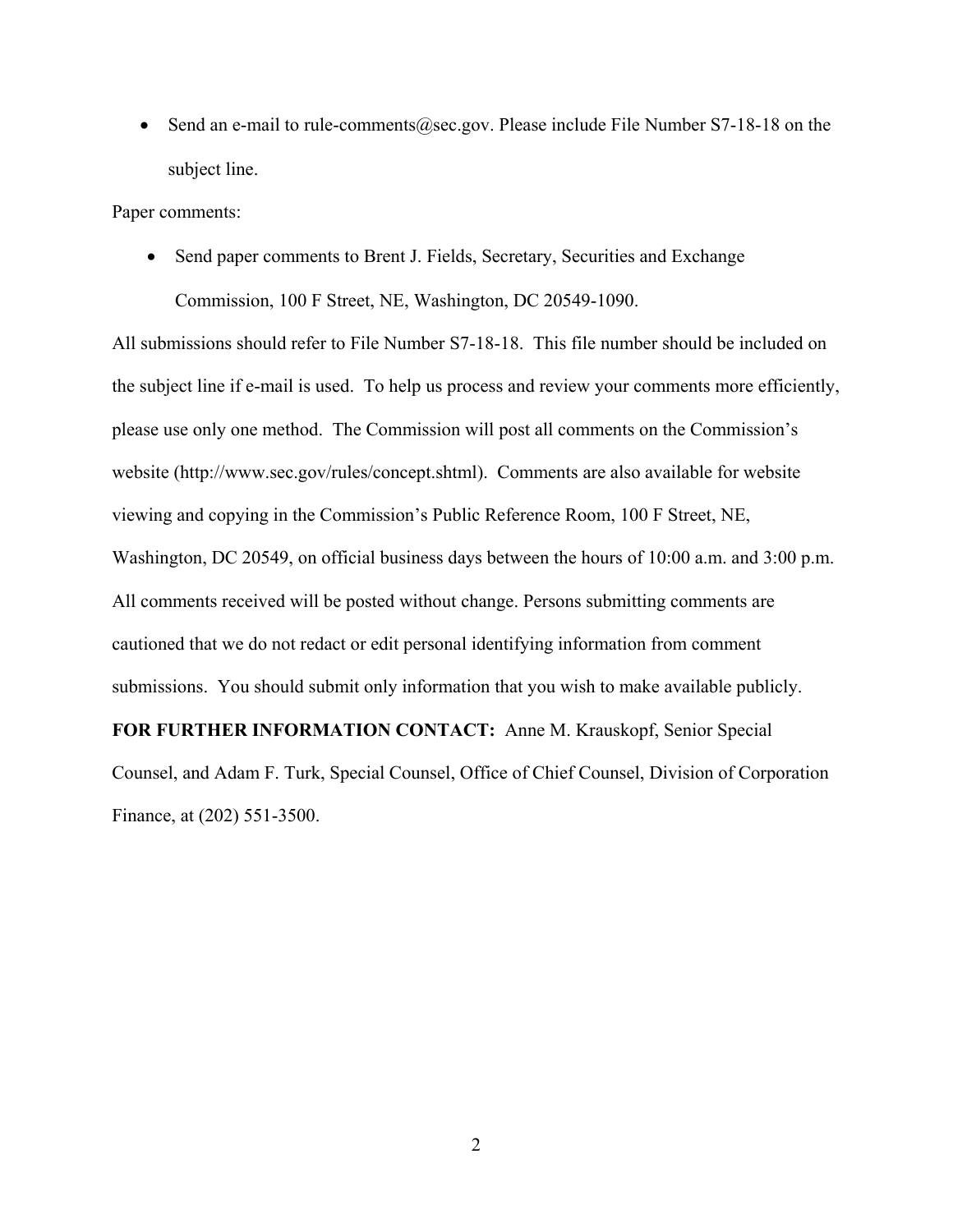- Send an e-mail to rule-comments@sec.gov. Please include File Number S7-18-18 on the subject line.

Paper comments:

- Send paper comments to Brent J. Fields, Secretary, Securities and Exchange Commission, 100 F Street, NE, Washington, DC 20549-1090.

All submissions should refer to File Number S7-18-18. This file number should be included on the subject line if e-mail is used. To help us process and review your comments more efficiently, please use only one method. The Commission will post all comments on the Commission's website (http://www.sec.gov/rules/concept.shtml). Comments are also available for website viewing and copying in the Commission's Public Reference Room, 100 F Street, NE, Washington, DC 20549, on official business days between the hours of 10:00 a.m. and 3:00 p.m. All comments received will be posted without change. Persons submitting comments are cautioned that we do not redact or edit personal identifying information from comment submissions. You should submit only information that you wish to make available publicly.

**FOR FURTHER INFORMATION CONTACT:** Anne M. Krauskopf, Senior Special Counsel, and Adam F. Turk, Special Counsel, Office of Chief Counsel, Division of Corporation Finance, at (202) 551-3500.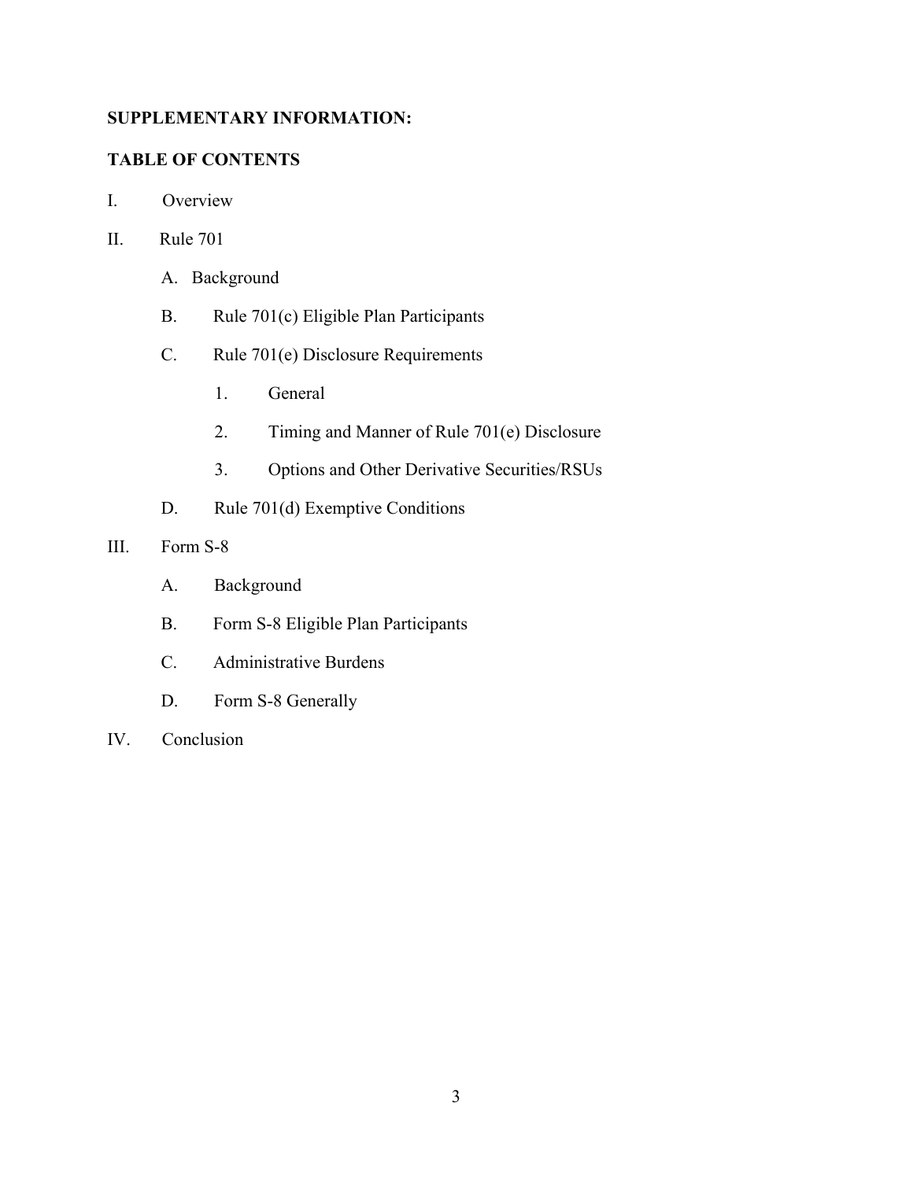**SUPPLEMENTARY INFORMATION:**

**TABLE OF CONTENTS**

I. Overview

II. Rule 701

- A. Background
- B. Rule 701(c) Eligible Plan Participants
- C. Rule 701(e) Disclosure Requirements
  1. General
  2. Timing and Manner of Rule 701(e) Disclosure
  3. Options and Other Derivative Securities/RSUs
- D. Rule 701(d) Exemptive Conditions

III. Form S-8

- A. Background
- B. Form S-8 Eligible Plan Participants
- C. Administrative Burdens
- D. Form S-8 Generally

IV. Conclusion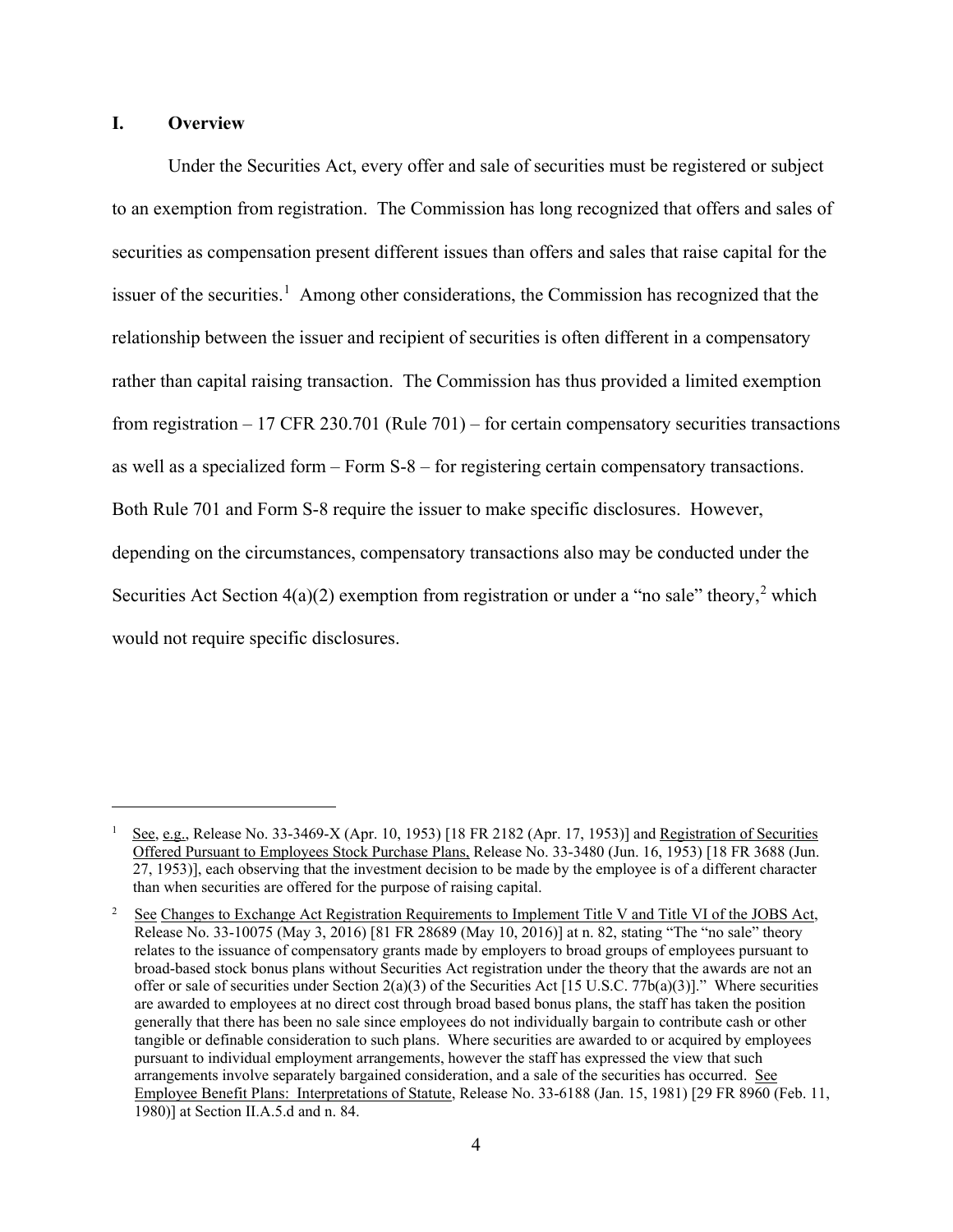## I. Overview

Under the Securities Act, every offer and sale of securities must be registered or subject to an exemption from registration. The Commission has long recognized that offers and sales of securities as compensation present different issues than offers and sales that raise capital for the issuer of the securities.[1] Among other considerations, the Commission has recognized that the relationship between the issuer and recipient of securities is often different in a compensatory rather than capital raising transaction. The Commission has thus provided a limited exemption from registration – 17 CFR 230.701 (Rule 701) – for certain compensatory securities transactions as well as a specialized form – Form S-8 – for registering certain compensatory transactions. Both Rule 701 and Form S-8 require the issuer to make specific disclosures. However, depending on the circumstances, compensatory transactions also may be conducted under the Securities Act Section 4(a)(2) exemption from registration or under a "no sale" theory,[2] which would not require specific disclosures.

---

[1] See, e.g., Release No. 33-3469-X (Apr. 10, 1953) [18 FR 2182 (Apr. 17, 1953)] and Registration of Securities Offered Pursuant to Employees Stock Purchase Plans, Release No. 33-3480 (Jun. 16, 1953) [18 FR 3688 (Jun. 27, 1953)], each observing that the investment decision to be made by the employee is of a different character than when securities are offered for the purpose of raising capital.

[2] See Changes to Exchange Act Registration Requirements to Implement Title V and Title VI of the JOBS Act, Release No. 33-10075 (May 3, 2016) [81 FR 28689 (May 10, 2016)] at n. 82, stating "The "no sale" theory relates to the issuance of compensatory grants made by employers to broad groups of employees pursuant to broad-based stock bonus plans without Securities Act registration under the theory that the awards are not an offer or sale of securities under Section 2(a)(3) of the Securities Act [15 U.S.C. 77b(a)(3)]." Where securities are awarded to employees at no direct cost through broad based bonus plans, the staff has taken the position generally that there has been no sale since employees do not individually bargain to contribute cash or other tangible or definable consideration to such plans. Where securities are awarded to or acquired by employees pursuant to individual employment arrangements, however the staff has expressed the view that such arrangements involve separately bargained consideration, and a sale of the securities has occurred. See Employee Benefit Plans: Interpretations of Statute, Release No. 33-6188 (Jan. 15, 1981) [29 FR 8960 (Feb. 11, 1980)] at Section II.A.5.d and n. 84.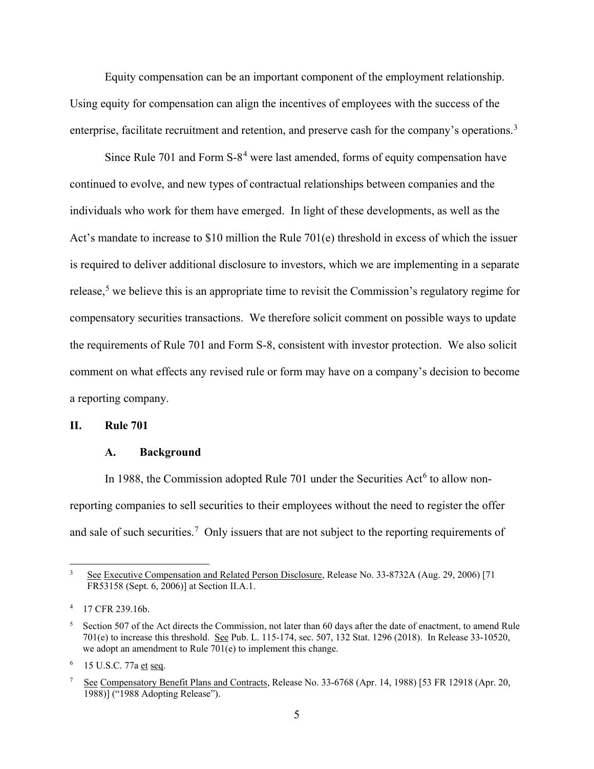Equity compensation can be an important component of the employment relationship. Using equity for compensation can align the incentives of employees with the success of the enterprise, facilitate recruitment and retention, and preserve cash for the company's operations.[3]

Since Rule 701 and Form S-8[4] were last amended, forms of equity compensation have continued to evolve, and new types of contractual relationships between companies and the individuals who work for them have emerged. In light of these developments, as well as the Act's mandate to increase to $10 million the Rule 701(e) threshold in excess of which the issuer is required to deliver additional disclosure to investors, which we are implementing in a separate release,[5] we believe this is an appropriate time to revisit the Commission's regulatory regime for compensatory securities transactions. We therefore solicit comment on possible ways to update the requirements of Rule 701 and Form S-8, consistent with investor protection. We also solicit comment on what effects any revised rule or form may have on a company's decision to become a reporting company.

## II. Rule 701

### A. Background

In 1988, the Commission adopted Rule 701 under the Securities Act[6] to allow non-reporting companies to sell securities to their employees without the need to register the offer and sale of such securities.[7] Only issuers that are not subject to the reporting requirements of

---

[3] See Executive Compensation and Related Person Disclosure, Release No. 33-8732A (Aug. 29, 2006) [71 FR53158 (Sept. 6, 2006)] at Section II.A.1.

[4] 17 CFR 239.16b.

[5] Section 507 of the Act directs the Commission, not later than 60 days after the date of enactment, to amend Rule 701(e) to increase this threshold. See Pub. L. 115-174, sec. 507, 132 Stat. 1296 (2018). In Release 33-10520, we adopt an amendment to Rule 701(e) to implement this change.

[6] 15 U.S.C. 77a et seq.

[7] See Compensatory Benefit Plans and Contracts, Release No. 33-6768 (Apr. 14, 1988) [53 FR 12918 (Apr. 20, 1988)] ("1988 Adopting Release").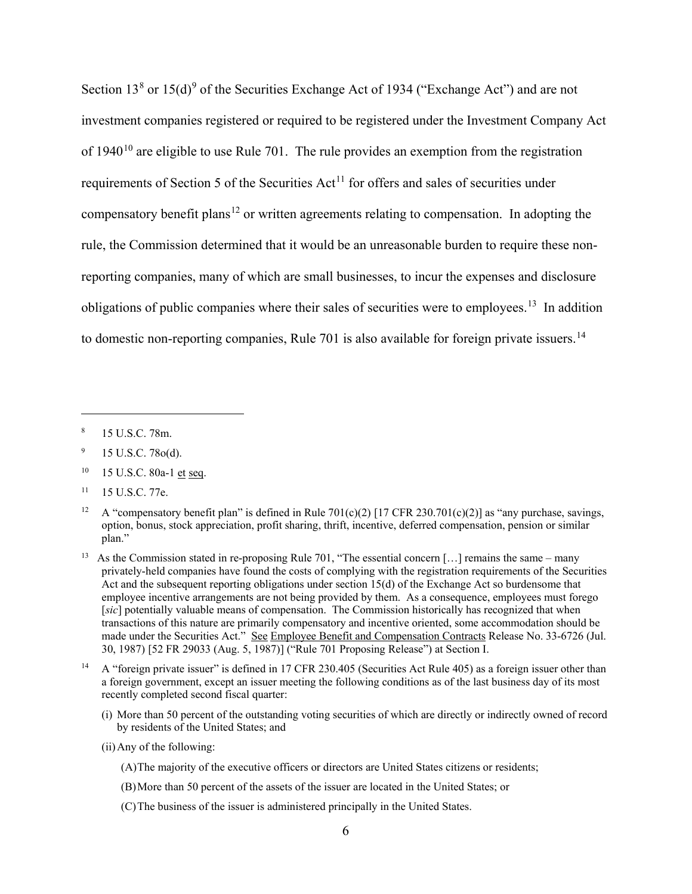Section 13[8] or 15(d)[9] of the Securities Exchange Act of 1934 ("Exchange Act") and are not investment companies registered or required to be registered under the Investment Company Act of 1940[10] are eligible to use Rule 701. The rule provides an exemption from the registration requirements of Section 5 of the Securities Act[11] for offers and sales of securities under compensatory benefit plans[12] or written agreements relating to compensation. In adopting the rule, the Commission determined that it would be an unreasonable burden to require these non-reporting companies, many of which are small businesses, to incur the expenses and disclosure obligations of public companies where their sales of securities were to employees.[13] In addition to domestic non-reporting companies, Rule 701 is also available for foreign private issuers.[14]

---

[8] 15 U.S.C. 78m.

[9] 15 U.S.C. 78o(d).

[10] 15 U.S.C. 80a-1 et seq.

[11] 15 U.S.C. 77e.

[12] A "compensatory benefit plan" is defined in Rule 701(c)(2) [17 CFR 230.701(c)(2)] as "any purchase, savings, option, bonus, stock appreciation, profit sharing, thrift, incentive, deferred compensation, pension or similar plan."

[13] As the Commission stated in re-proposing Rule 701, "The essential concern […] remains the same – many privately-held companies have found the costs of complying with the registration requirements of the Securities Act and the subsequent reporting obligations under section 15(d) of the Exchange Act so burdensome that employee incentive arrangements are not being provided by them. As a consequence, employees must forego [*sic*] potentially valuable means of compensation. The Commission historically has recognized that when transactions of this nature are primarily compensatory and incentive oriented, some accommodation should be made under the Securities Act." See Employee Benefit and Compensation Contracts Release No. 33-6726 (Jul. 30, 1987) [52 FR 29033 (Aug. 5, 1987)] ("Rule 701 Proposing Release") at Section I.

[14] A "foreign private issuer" is defined in 17 CFR 230.405 (Securities Act Rule 405) as a foreign issuer other than a foreign government, except an issuer meeting the following conditions as of the last business day of its most recently completed second fiscal quarter:

(i) More than 50 percent of the outstanding voting securities of which are directly or indirectly owned of record by residents of the United States; and

(ii) Any of the following:

(A) The majority of the executive officers or directors are United States citizens or residents;

(B) More than 50 percent of the assets of the issuer are located in the United States; or

(C) The business of the issuer is administered principally in the United States.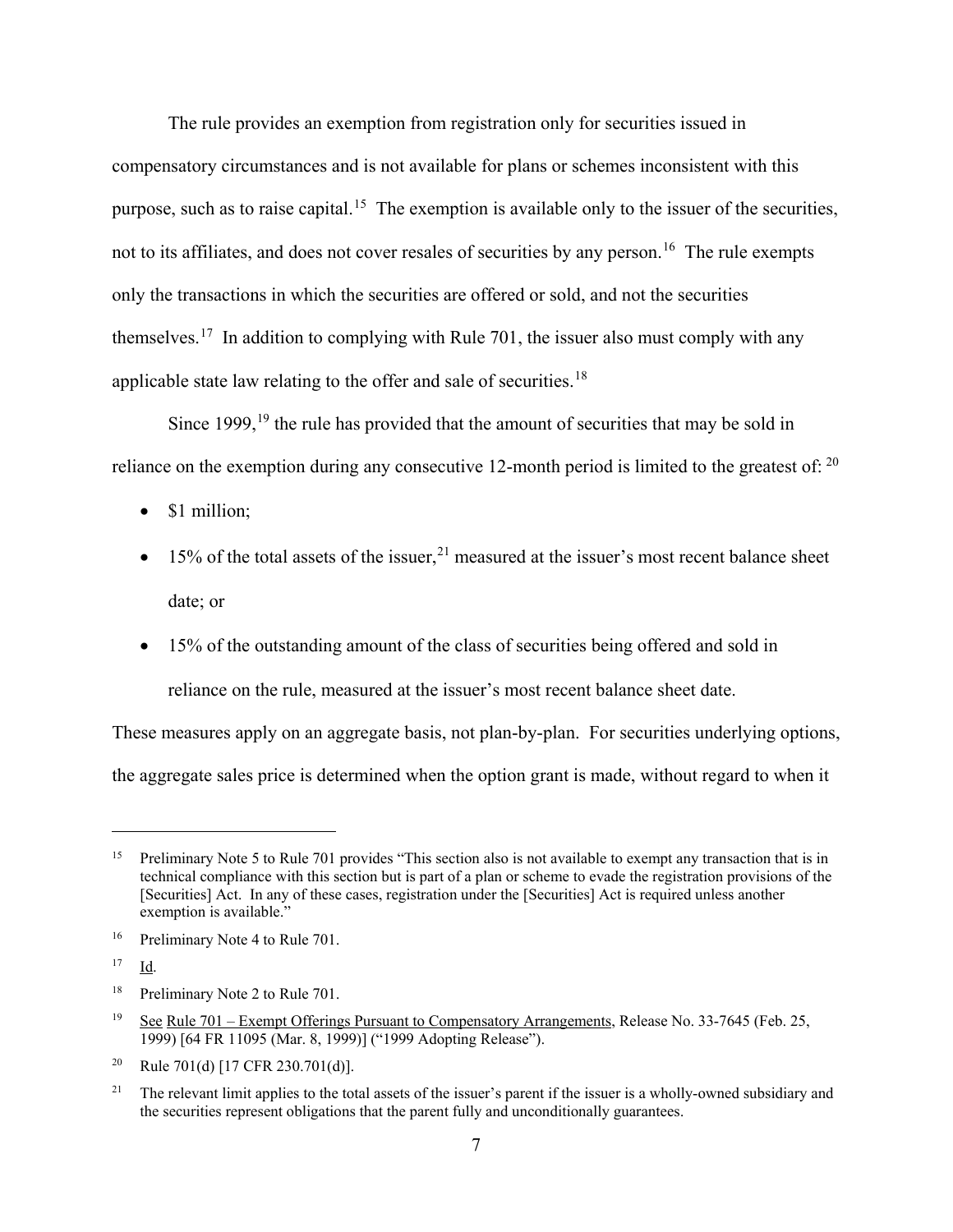The rule provides an exemption from registration only for securities issued in compensatory circumstances and is not available for plans or schemes inconsistent with this purpose, such as to raise capital.[15] The exemption is available only to the issuer of the securities, not to its affiliates, and does not cover resales of securities by any person.[16] The rule exempts only the transactions in which the securities are offered or sold, and not the securities themselves.[17] In addition to complying with Rule 701, the issuer also must comply with any applicable state law relating to the offer and sale of securities.[18]

Since 1999,[19] the rule has provided that the amount of securities that may be sold in reliance on the exemption during any consecutive 12-month period is limited to the greatest of: [20]

- $1 million;
- 15% of the total assets of the issuer,[21] measured at the issuer's most recent balance sheet date; or
- 15% of the outstanding amount of the class of securities being offered and sold in reliance on the rule, measured at the issuer's most recent balance sheet date.

These measures apply on an aggregate basis, not plan-by-plan. For securities underlying options, the aggregate sales price is determined when the option grant is made, without regard to when it

---

[15] Preliminary Note 5 to Rule 701 provides "This section also is not available to exempt any transaction that is in technical compliance with this section but is part of a plan or scheme to evade the registration provisions of the [Securities] Act. In any of these cases, registration under the [Securities] Act is required unless another exemption is available."

[16] Preliminary Note 4 to Rule 701.

[17] Id.

[18] Preliminary Note 2 to Rule 701.

[19] See Rule 701 – Exempt Offerings Pursuant to Compensatory Arrangements, Release No. 33-7645 (Feb. 25, 1999) [64 FR 11095 (Mar. 8, 1999)] ("1999 Adopting Release").

[20] Rule 701(d) [17 CFR 230.701(d)].

[21] The relevant limit applies to the total assets of the issuer's parent if the issuer is a wholly-owned subsidiary and the securities represent obligations that the parent fully and unconditionally guarantees.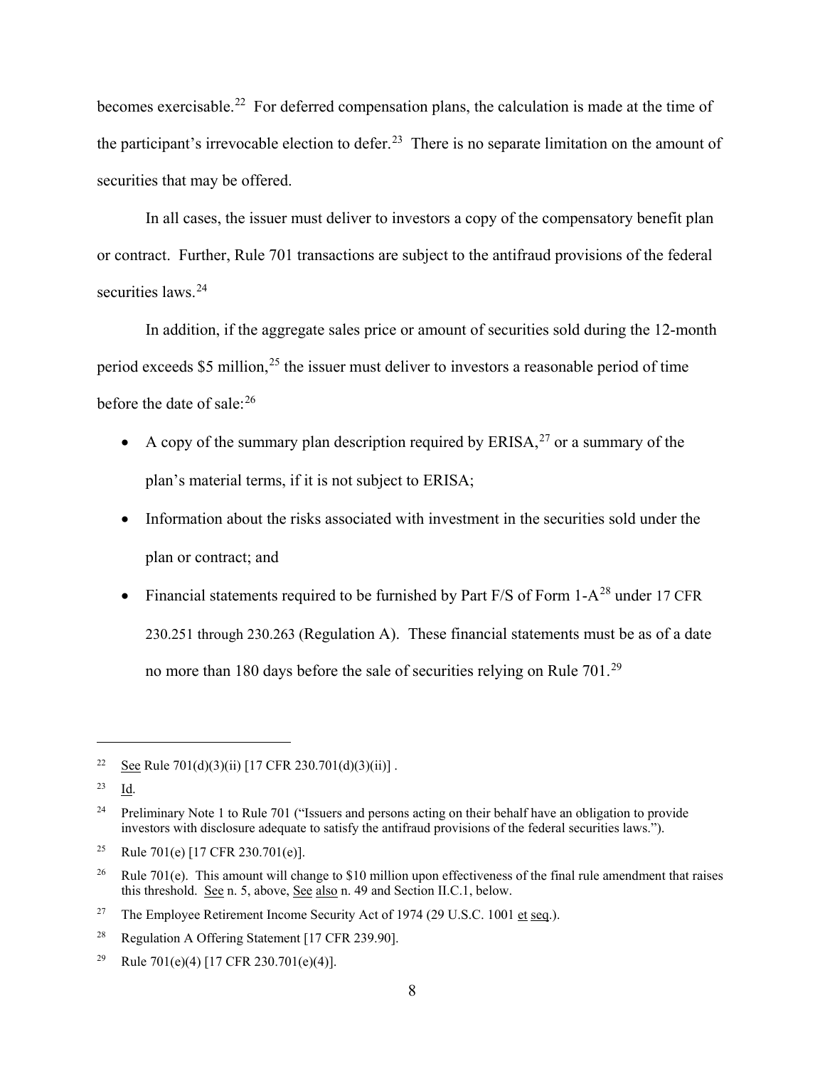becomes exercisable.[22] For deferred compensation plans, the calculation is made at the time of the participant's irrevocable election to defer.[23] There is no separate limitation on the amount of securities that may be offered.

In all cases, the issuer must deliver to investors a copy of the compensatory benefit plan or contract. Further, Rule 701 transactions are subject to the antifraud provisions of the federal securities laws.[24]

In addition, if the aggregate sales price or amount of securities sold during the 12-month period exceeds $5 million,[25] the issuer must deliver to investors a reasonable period of time before the date of sale:[26]

- A copy of the summary plan description required by ERISA,[27] or a summary of the plan's material terms, if it is not subject to ERISA;
- Information about the risks associated with investment in the securities sold under the plan or contract; and
- Financial statements required to be furnished by Part F/S of Form 1-A[28] under 17 CFR 230.251 through 230.263 (Regulation A). These financial statements must be as of a date no more than 180 days before the sale of securities relying on Rule 701.[29]

---

[22] See Rule 701(d)(3)(ii) [17 CFR 230.701(d)(3)(ii)] .

[23] Id.

[24] Preliminary Note 1 to Rule 701 ("Issuers and persons acting on their behalf have an obligation to provide investors with disclosure adequate to satisfy the antifraud provisions of the federal securities laws.").

[25] Rule 701(e) [17 CFR 230.701(e)].

[26] Rule 701(e). This amount will change to $10 million upon effectiveness of the final rule amendment that raises this threshold. See n. 5, above, See also n. 49 and Section II.C.1, below.

[27] The Employee Retirement Income Security Act of 1974 (29 U.S.C. 1001 et seq.).

[28] Regulation A Offering Statement [17 CFR 239.90].

[29] Rule 701(e)(4) [17 CFR 230.701(e)(4)].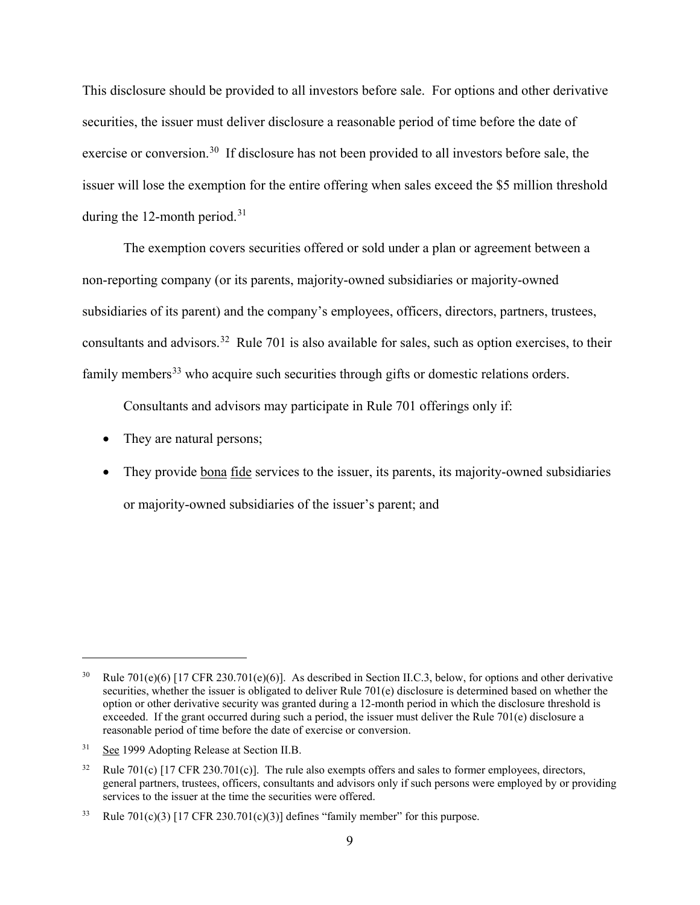This disclosure should be provided to all investors before sale. For options and other derivative securities, the issuer must deliver disclosure a reasonable period of time before the date of exercise or conversion.[30] If disclosure has not been provided to all investors before sale, the issuer will lose the exemption for the entire offering when sales exceed the $5 million threshold during the 12-month period.[31]

The exemption covers securities offered or sold under a plan or agreement between a non-reporting company (or its parents, majority-owned subsidiaries or majority-owned subsidiaries of its parent) and the company's employees, officers, directors, partners, trustees, consultants and advisors.[32] Rule 701 is also available for sales, such as option exercises, to their family members[33] who acquire such securities through gifts or domestic relations orders.

Consultants and advisors may participate in Rule 701 offerings only if:

- They are natural persons;
- They provide bona fide services to the issuer, its parents, its majority-owned subsidiaries or majority-owned subsidiaries of the issuer's parent; and

---

[30] Rule 701(e)(6) [17 CFR 230.701(e)(6)]. As described in Section II.C.3, below, for options and other derivative securities, whether the issuer is obligated to deliver Rule 701(e) disclosure is determined based on whether the option or other derivative security was granted during a 12-month period in which the disclosure threshold is exceeded. If the grant occurred during such a period, the issuer must deliver the Rule 701(e) disclosure a reasonable period of time before the date of exercise or conversion.

[31] See 1999 Adopting Release at Section II.B.

[32] Rule 701(c) [17 CFR 230.701(c)]. The rule also exempts offers and sales to former employees, directors, general partners, trustees, officers, consultants and advisors only if such persons were employed by or providing services to the issuer at the time the securities were offered.

[33] Rule 701(c)(3) [17 CFR 230.701(c)(3)] defines "family member" for this purpose.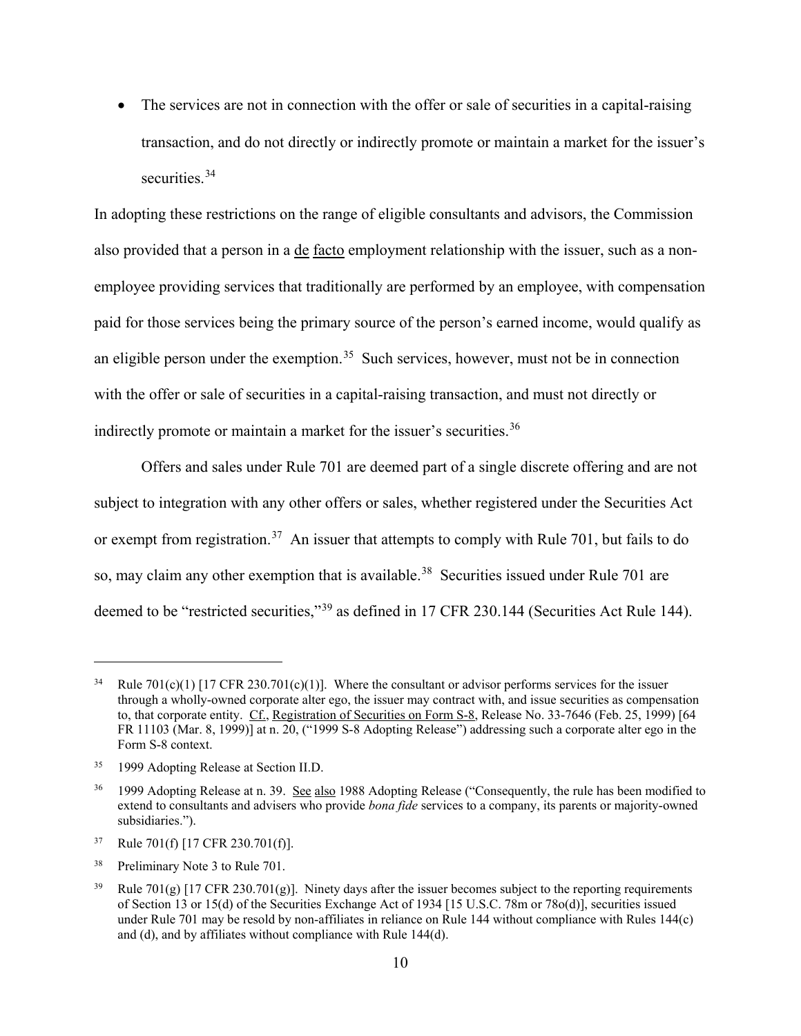- The services are not in connection with the offer or sale of securities in a capital-raising transaction, and do not directly or indirectly promote or maintain a market for the issuer's securities.[34]

In adopting these restrictions on the range of eligible consultants and advisors, the Commission also provided that a person in a de facto employment relationship with the issuer, such as a non-employee providing services that traditionally are performed by an employee, with compensation paid for those services being the primary source of the person's earned income, would qualify as an eligible person under the exemption.[35] Such services, however, must not be in connection with the offer or sale of securities in a capital-raising transaction, and must not directly or indirectly promote or maintain a market for the issuer's securities.[36]

Offers and sales under Rule 701 are deemed part of a single discrete offering and are not subject to integration with any other offers or sales, whether registered under the Securities Act or exempt from registration.[37] An issuer that attempts to comply with Rule 701, but fails to do so, may claim any other exemption that is available.[38] Securities issued under Rule 701 are deemed to be "restricted securities,"[39] as defined in 17 CFR 230.144 (Securities Act Rule 144).

---

[34] Rule 701(c)(1) [17 CFR 230.701(c)(1)]. Where the consultant or advisor performs services for the issuer through a wholly-owned corporate alter ego, the issuer may contract with, and issue securities as compensation to, that corporate entity. Cf., Registration of Securities on Form S-8, Release No. 33-7646 (Feb. 25, 1999) [64 FR 11103 (Mar. 8, 1999)] at n. 20, ("1999 S-8 Adopting Release") addressing such a corporate alter ego in the Form S-8 context.

[35] 1999 Adopting Release at Section II.D.

[36] 1999 Adopting Release at n. 39. See also 1988 Adopting Release ("Consequently, the rule has been modified to extend to consultants and advisers who provide *bona fide* services to a company, its parents or majority-owned subsidiaries.").

[37] Rule 701(f) [17 CFR 230.701(f)].

[38] Preliminary Note 3 to Rule 701.

[39] Rule 701(g) [17 CFR 230.701(g)]. Ninety days after the issuer becomes subject to the reporting requirements of Section 13 or 15(d) of the Securities Exchange Act of 1934 [15 U.S.C. 78m or 78o(d)], securities issued under Rule 701 may be resold by non-affiliates in reliance on Rule 144 without compliance with Rules 144(c) and (d), and by affiliates without compliance with Rule 144(d).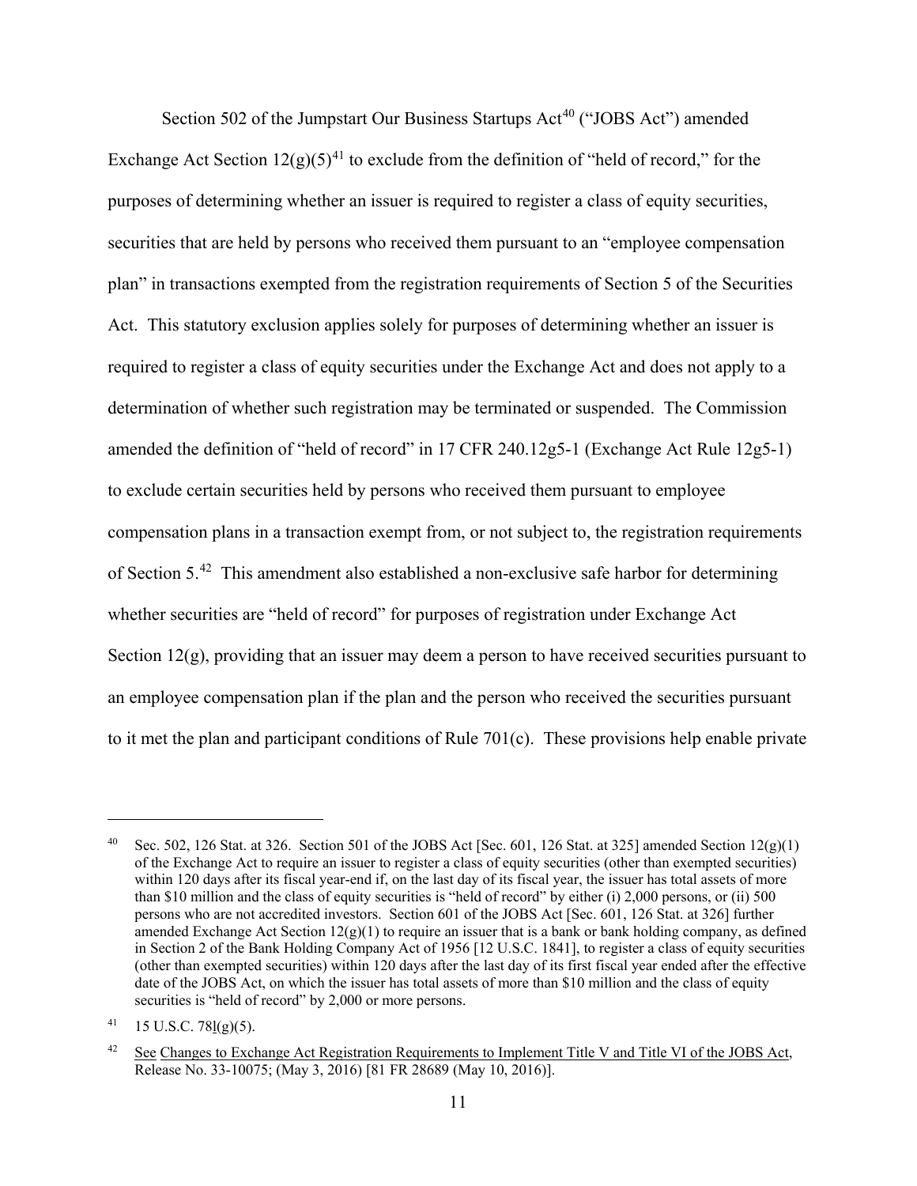Section 502 of the Jumpstart Our Business Startups Act[40] ("JOBS Act") amended Exchange Act Section 12(g)(5)[41] to exclude from the definition of "held of record," for the purposes of determining whether an issuer is required to register a class of equity securities, securities that are held by persons who received them pursuant to an "employee compensation plan" in transactions exempted from the registration requirements of Section 5 of the Securities Act. This statutory exclusion applies solely for purposes of determining whether an issuer is required to register a class of equity securities under the Exchange Act and does not apply to a determination of whether such registration may be terminated or suspended. The Commission amended the definition of "held of record" in 17 CFR 240.12g5-1 (Exchange Act Rule 12g5-1) to exclude certain securities held by persons who received them pursuant to employee compensation plans in a transaction exempt from, or not subject to, the registration requirements of Section 5.[42] This amendment also established a non-exclusive safe harbor for determining whether securities are "held of record" for purposes of registration under Exchange Act Section 12(g), providing that an issuer may deem a person to have received securities pursuant to an employee compensation plan if the plan and the person who received the securities pursuant to it met the plan and participant conditions of Rule 701(c). These provisions help enable private

---

[40] Sec. 502, 126 Stat. at 326. Section 501 of the JOBS Act [Sec. 601, 126 Stat. at 325] amended Section 12(g)(1) of the Exchange Act to require an issuer to register a class of equity securities (other than exempted securities) within 120 days after its fiscal year-end if, on the last day of its fiscal year, the issuer has total assets of more than $10 million and the class of equity securities is "held of record" by either (i) 2,000 persons, or (ii) 500 persons who are not accredited investors. Section 601 of the JOBS Act [Sec. 601, 126 Stat. at 326] further amended Exchange Act Section 12(g)(1) to require an issuer that is a bank or bank holding company, as defined in Section 2 of the Bank Holding Company Act of 1956 [12 U.S.C. 1841], to register a class of equity securities (other than exempted securities) within 120 days after the last day of its first fiscal year ended after the effective date of the JOBS Act, on which the issuer has total assets of more than $10 million and the class of equity securities is "held of record" by 2,000 or more persons.

[41] 15 U.S.C. 78l(g)(5).

[42] See Changes to Exchange Act Registration Requirements to Implement Title V and Title VI of the JOBS Act, Release No. 33-10075; (May 3, 2016) [81 FR 28689 (May 10, 2016)].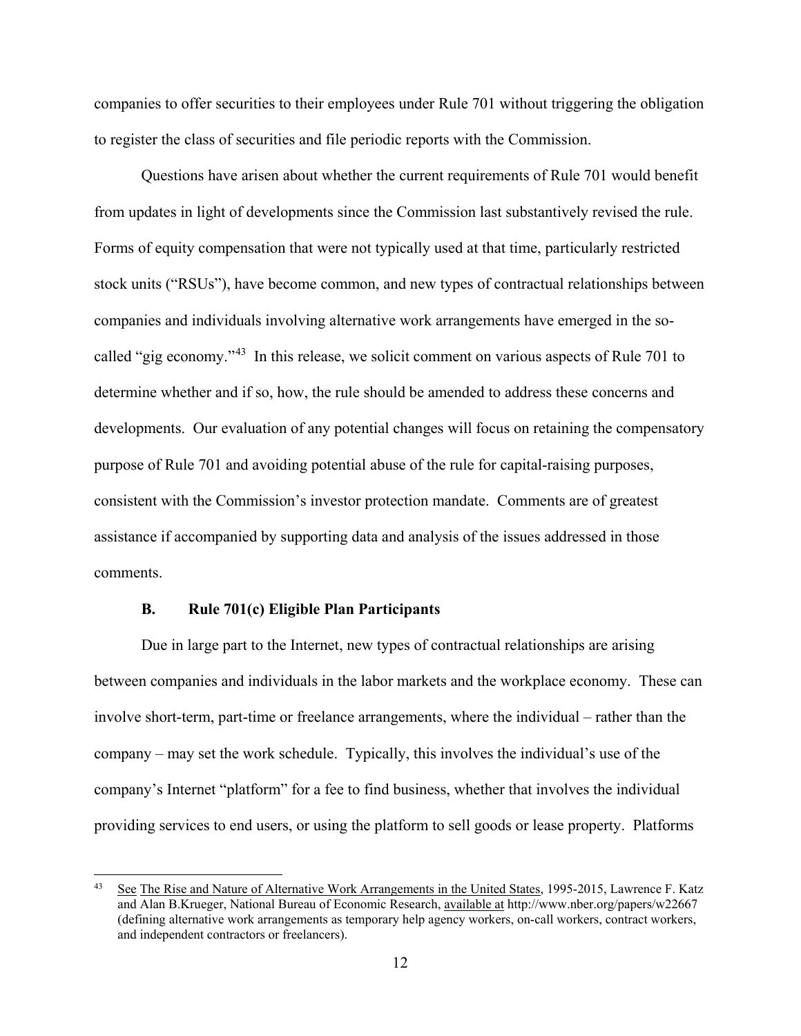companies to offer securities to their employees under Rule 701 without triggering the obligation to register the class of securities and file periodic reports with the Commission.

Questions have arisen about whether the current requirements of Rule 701 would benefit from updates in light of developments since the Commission last substantively revised the rule. Forms of equity compensation that were not typically used at that time, particularly restricted stock units ("RSUs"), have become common, and new types of contractual relationships between companies and individuals involving alternative work arrangements have emerged in the so-called "gig economy."[43] In this release, we solicit comment on various aspects of Rule 701 to determine whether and if so, how, the rule should be amended to address these concerns and developments. Our evaluation of any potential changes will focus on retaining the compensatory purpose of Rule 701 and avoiding potential abuse of the rule for capital-raising purposes, consistent with the Commission's investor protection mandate. Comments are of greatest assistance if accompanied by supporting data and analysis of the issues addressed in those comments.

### B. Rule 701(c) Eligible Plan Participants

Due in large part to the Internet, new types of contractual relationships are arising between companies and individuals in the labor markets and the workplace economy. These can involve short-term, part-time or freelance arrangements, where the individual – rather than the company – may set the work schedule. Typically, this involves the individual's use of the company's Internet "platform" for a fee to find business, whether that involves the individual providing services to end users, or using the platform to sell goods or lease property. Platforms

---

[43] See The Rise and Nature of Alternative Work Arrangements in the United States, 1995-2015, Lawrence F. Katz and Alan B.Krueger, National Bureau of Economic Research, available at http://www.nber.org/papers/w22667 (defining alternative work arrangements as temporary help agency workers, on-call workers, contract workers, and independent contractors or freelancers).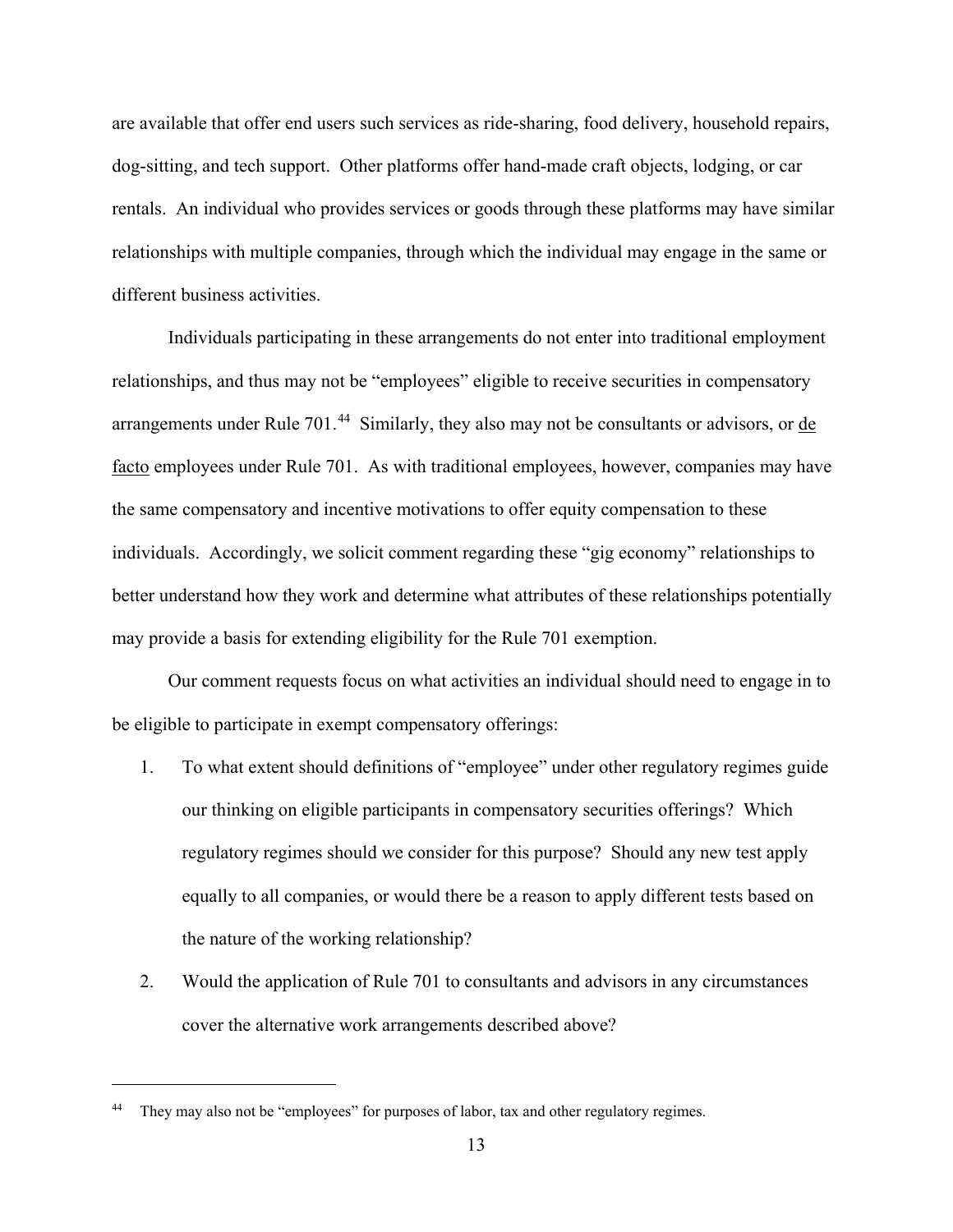are available that offer end users such services as ride-sharing, food delivery, household repairs, dog-sitting, and tech support. Other platforms offer hand-made craft objects, lodging, or car rentals. An individual who provides services or goods through these platforms may have similar relationships with multiple companies, through which the individual may engage in the same or different business activities.

Individuals participating in these arrangements do not enter into traditional employment relationships, and thus may not be "employees" eligible to receive securities in compensatory arrangements under Rule 701.[44] Similarly, they also may not be consultants or advisors, or de facto employees under Rule 701. As with traditional employees, however, companies may have the same compensatory and incentive motivations to offer equity compensation to these individuals. Accordingly, we solicit comment regarding these "gig economy" relationships to better understand how they work and determine what attributes of these relationships potentially may provide a basis for extending eligibility for the Rule 701 exemption.

Our comment requests focus on what activities an individual should need to engage in to be eligible to participate in exempt compensatory offerings:

1. To what extent should definitions of "employee" under other regulatory regimes guide our thinking on eligible participants in compensatory securities offerings? Which regulatory regimes should we consider for this purpose? Should any new test apply equally to all companies, or would there be a reason to apply different tests based on the nature of the working relationship?
2. Would the application of Rule 701 to consultants and advisors in any circumstances cover the alternative work arrangements described above?

---

[44] They may also not be "employees" for purposes of labor, tax and other regulatory regimes.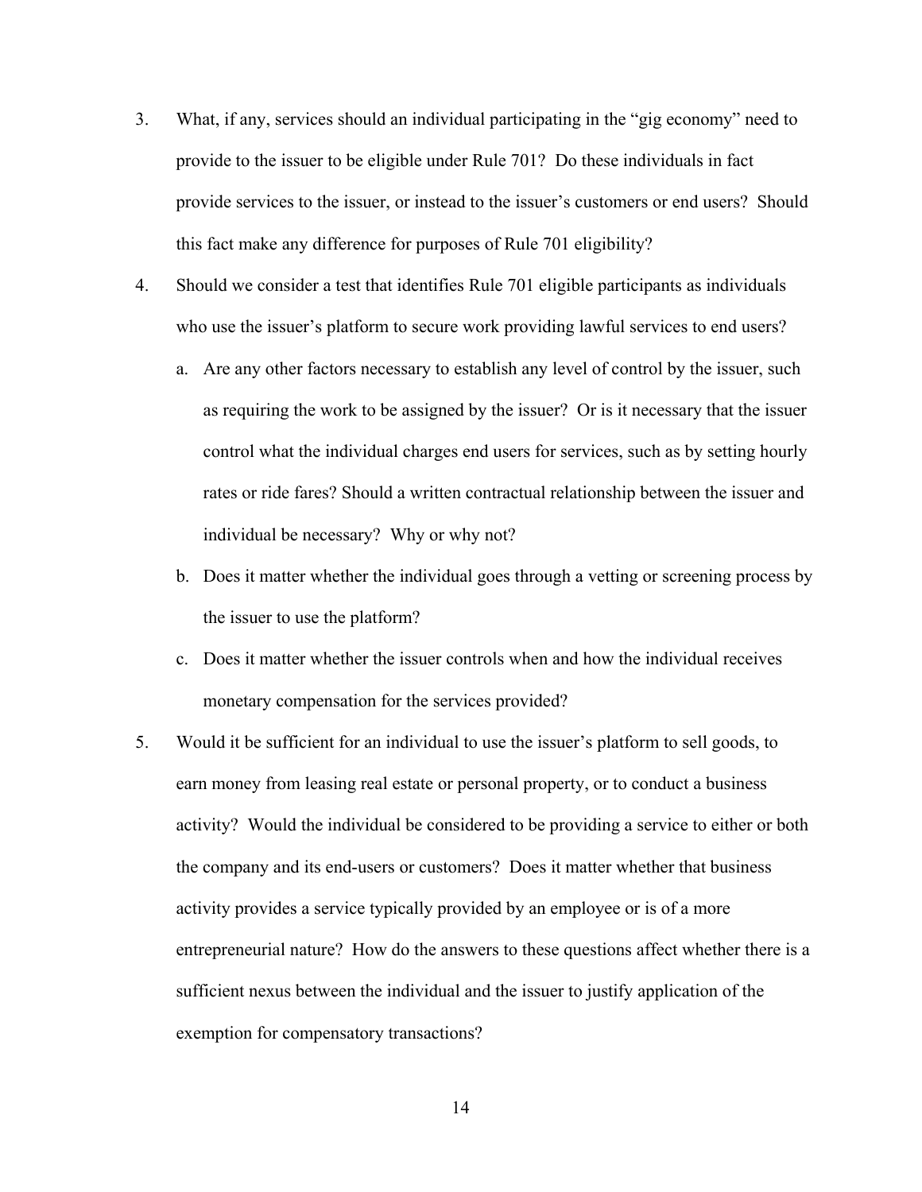3. What, if any, services should an individual participating in the "gig economy" need to provide to the issuer to be eligible under Rule 701? Do these individuals in fact provide services to the issuer, or instead to the issuer's customers or end users? Should this fact make any difference for purposes of Rule 701 eligibility?

4. Should we consider a test that identifies Rule 701 eligible participants as individuals who use the issuer's platform to secure work providing lawful services to end users?

   a. Are any other factors necessary to establish any level of control by the issuer, such as requiring the work to be assigned by the issuer? Or is it necessary that the issuer control what the individual charges end users for services, such as by setting hourly rates or ride fares? Should a written contractual relationship between the issuer and individual be necessary? Why or why not?

   b. Does it matter whether the individual goes through a vetting or screening process by the issuer to use the platform?

   c. Does it matter whether the issuer controls when and how the individual receives monetary compensation for the services provided?

5. Would it be sufficient for an individual to use the issuer's platform to sell goods, to earn money from leasing real estate or personal property, or to conduct a business activity? Would the individual be considered to be providing a service to either or both the company and its end-users or customers? Does it matter whether that business activity provides a service typically provided by an employee or is of a more entrepreneurial nature? How do the answers to these questions affect whether there is a sufficient nexus between the individual and the issuer to justify application of the exemption for compensatory transactions?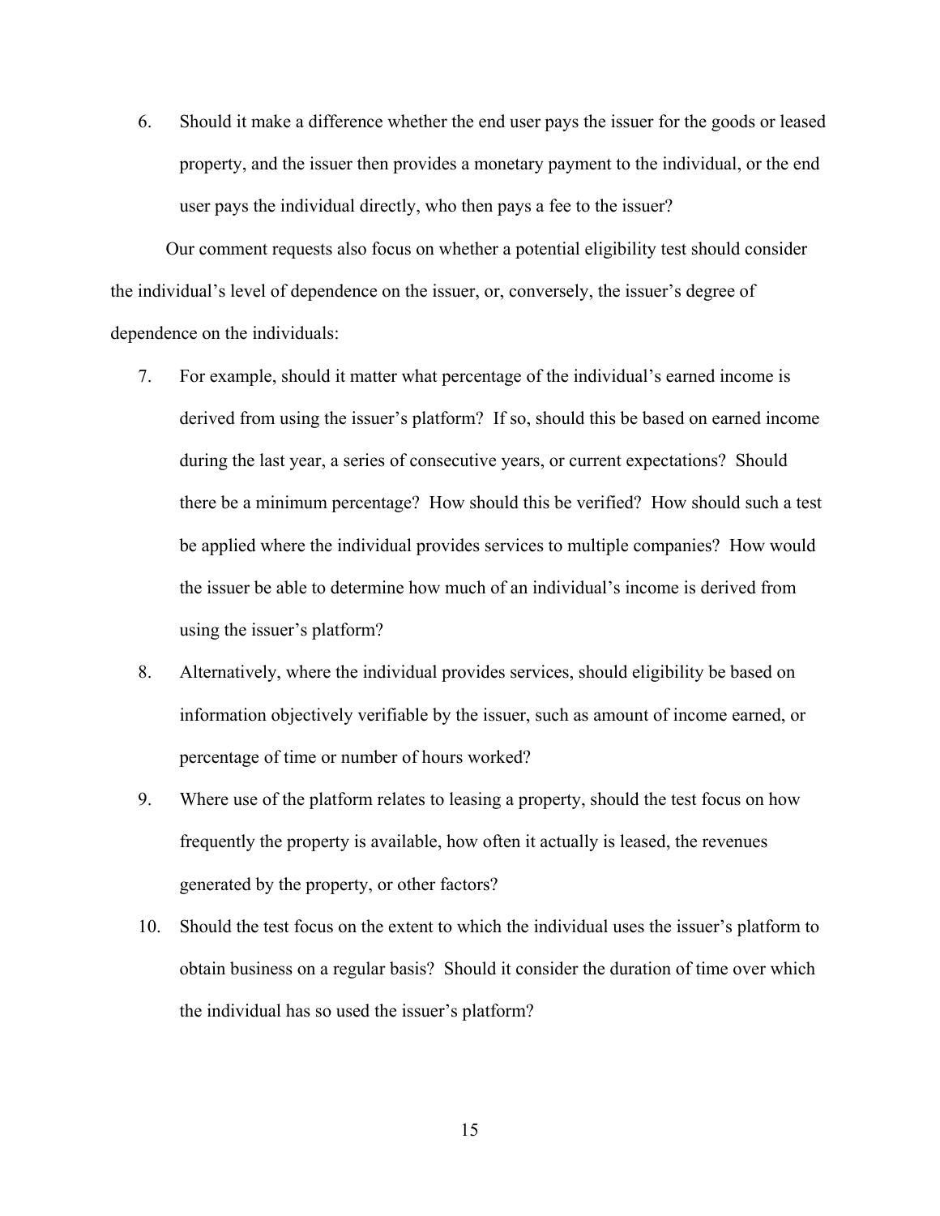6. Should it make a difference whether the end user pays the issuer for the goods or leased property, and the issuer then provides a monetary payment to the individual, or the end user pays the individual directly, who then pays a fee to the issuer?

Our comment requests also focus on whether a potential eligibility test should consider the individual's level of dependence on the issuer, or, conversely, the issuer's degree of dependence on the individuals:

7. For example, should it matter what percentage of the individual's earned income is derived from using the issuer's platform? If so, should this be based on earned income during the last year, a series of consecutive years, or current expectations? Should there be a minimum percentage? How should this be verified? How should such a test be applied where the individual provides services to multiple companies? How would the issuer be able to determine how much of an individual's income is derived from using the issuer's platform?
8. Alternatively, where the individual provides services, should eligibility be based on information objectively verifiable by the issuer, such as amount of income earned, or percentage of time or number of hours worked?
9. Where use of the platform relates to leasing a property, should the test focus on how frequently the property is available, how often it actually is leased, the revenues generated by the property, or other factors?
10. Should the test focus on the extent to which the individual uses the issuer's platform to obtain business on a regular basis? Should it consider the duration of time over which the individual has so used the issuer's platform?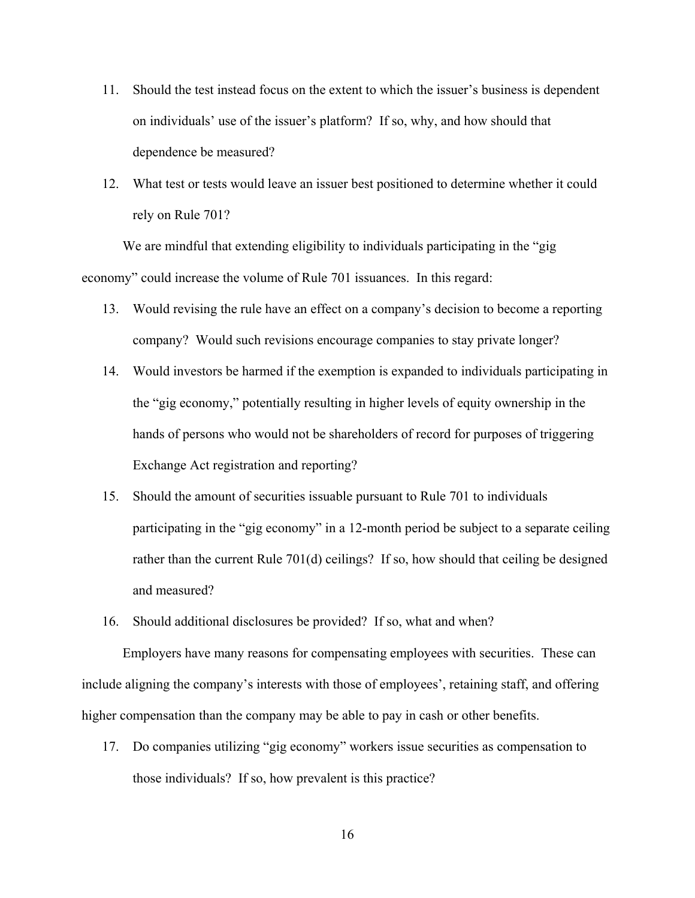11. Should the test instead focus on the extent to which the issuer's business is dependent on individuals' use of the issuer's platform? If so, why, and how should that dependence be measured?

12. What test or tests would leave an issuer best positioned to determine whether it could rely on Rule 701?

We are mindful that extending eligibility to individuals participating in the "gig economy" could increase the volume of Rule 701 issuances. In this regard:

13. Would revising the rule have an effect on a company's decision to become a reporting company? Would such revisions encourage companies to stay private longer?

14. Would investors be harmed if the exemption is expanded to individuals participating in the "gig economy," potentially resulting in higher levels of equity ownership in the hands of persons who would not be shareholders of record for purposes of triggering Exchange Act registration and reporting?

15. Should the amount of securities issuable pursuant to Rule 701 to individuals participating in the "gig economy" in a 12-month period be subject to a separate ceiling rather than the current Rule 701(d) ceilings? If so, how should that ceiling be designed and measured?

16. Should additional disclosures be provided? If so, what and when?

Employers have many reasons for compensating employees with securities. These can include aligning the company's interests with those of employees', retaining staff, and offering higher compensation than the company may be able to pay in cash or other benefits.

17. Do companies utilizing "gig economy" workers issue securities as compensation to those individuals? If so, how prevalent is this practice?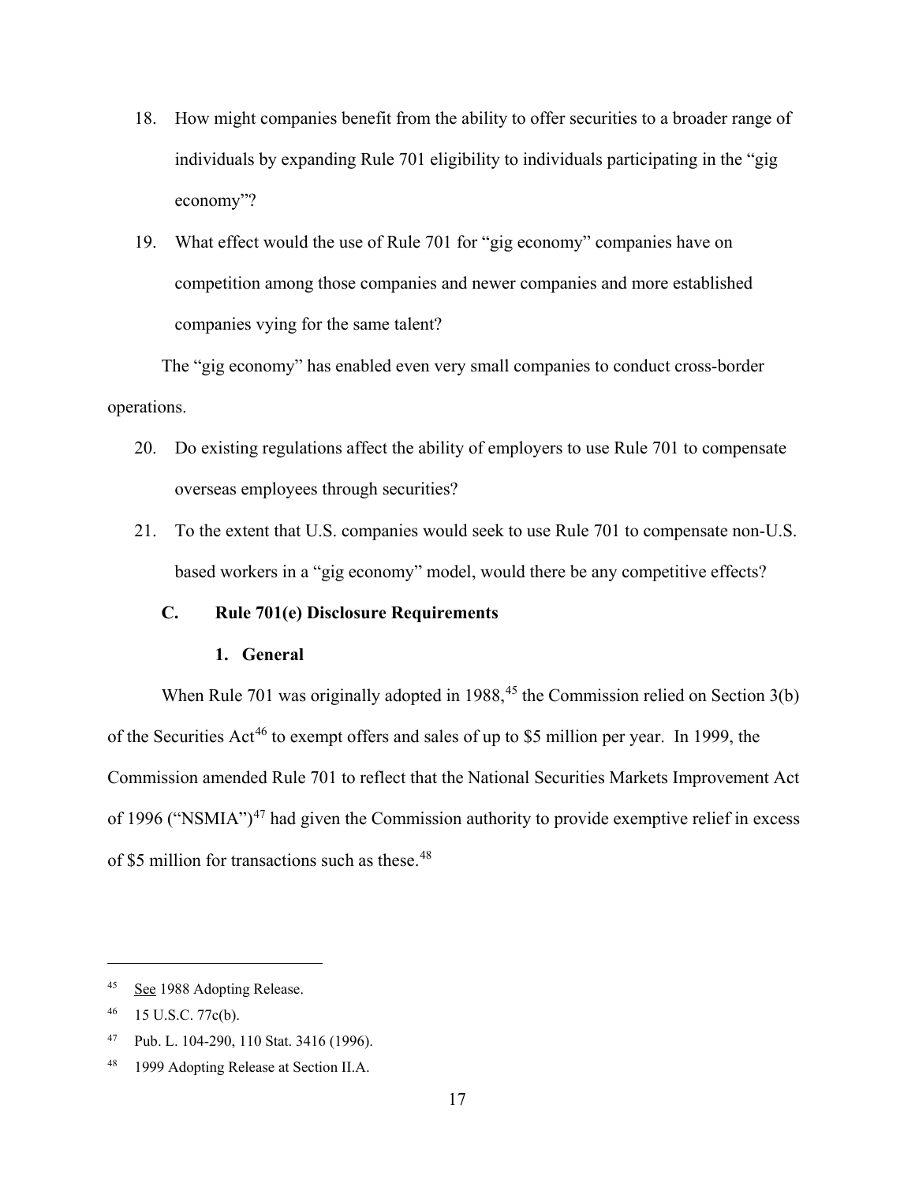18. How might companies benefit from the ability to offer securities to a broader range of individuals by expanding Rule 701 eligibility to individuals participating in the "gig economy"?

19. What effect would the use of Rule 701 for "gig economy" companies have on competition among those companies and newer companies and more established companies vying for the same talent?

The "gig economy" has enabled even very small companies to conduct cross-border operations.

20. Do existing regulations affect the ability of employers to use Rule 701 to compensate overseas employees through securities?

21. To the extent that U.S. companies would seek to use Rule 701 to compensate non-U.S. based workers in a "gig economy" model, would there be any competitive effects?

### C. Rule 701(e) Disclosure Requirements

#### 1. General

When Rule 701 was originally adopted in 1988,[45] the Commission relied on Section 3(b) of the Securities Act[46] to exempt offers and sales of up to $5 million per year. In 1999, the Commission amended Rule 701 to reflect that the National Securities Markets Improvement Act of 1996 ("NSMIA")[47] had given the Commission authority to provide exemptive relief in excess of $5 million for transactions such as these.[48]

---

[45] See 1988 Adopting Release.

[46] 15 U.S.C. 77c(b).

[47] Pub. L. 104-290, 110 Stat. 3416 (1996).

[48] 1999 Adopting Release at Section II.A.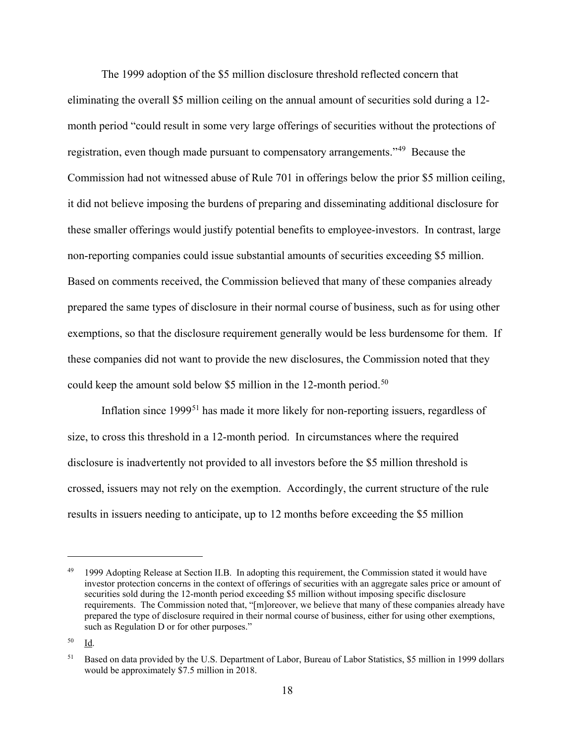The 1999 adoption of the $5 million disclosure threshold reflected concern that eliminating the overall $5 million ceiling on the annual amount of securities sold during a 12-month period "could result in some very large offerings of securities without the protections of registration, even though made pursuant to compensatory arrangements."[49] Because the Commission had not witnessed abuse of Rule 701 in offerings below the prior $5 million ceiling, it did not believe imposing the burdens of preparing and disseminating additional disclosure for these smaller offerings would justify potential benefits to employee-investors. In contrast, large non-reporting companies could issue substantial amounts of securities exceeding $5 million. Based on comments received, the Commission believed that many of these companies already prepared the same types of disclosure in their normal course of business, such as for using other exemptions, so that the disclosure requirement generally would be less burdensome for them. If these companies did not want to provide the new disclosures, the Commission noted that they could keep the amount sold below $5 million in the 12-month period.[50]

Inflation since 1999[51] has made it more likely for non-reporting issuers, regardless of size, to cross this threshold in a 12-month period. In circumstances where the required disclosure is inadvertently not provided to all investors before the $5 million threshold is crossed, issuers may not rely on the exemption. Accordingly, the current structure of the rule results in issuers needing to anticipate, up to 12 months before exceeding the $5 million

---

[49] 1999 Adopting Release at Section II.B. In adopting this requirement, the Commission stated it would have investor protection concerns in the context of offerings of securities with an aggregate sales price or amount of securities sold during the 12-month period exceeding $5 million without imposing specific disclosure requirements. The Commission noted that, "[m]oreover, we believe that many of these companies already have prepared the type of disclosure required in their normal course of business, either for using other exemptions, such as Regulation D or for other purposes."

[50] Id.

[51] Based on data provided by the U.S. Department of Labor, Bureau of Labor Statistics, $5 million in 1999 dollars would be approximately $7.5 million in 2018.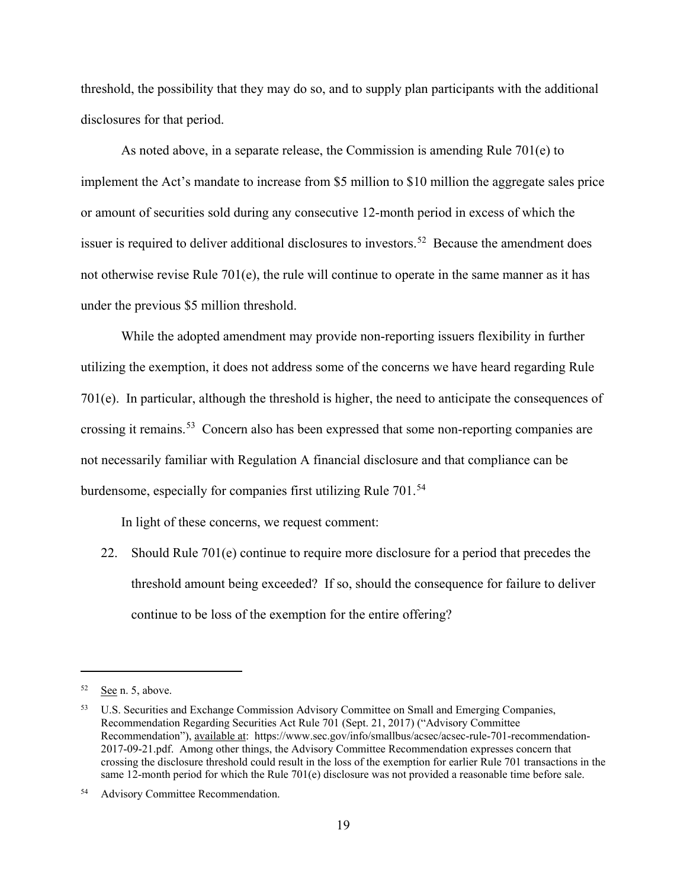threshold, the possibility that they may do so, and to supply plan participants with the additional disclosures for that period.

As noted above, in a separate release, the Commission is amending Rule 701(e) to implement the Act's mandate to increase from $5 million to $10 million the aggregate sales price or amount of securities sold during any consecutive 12-month period in excess of which the issuer is required to deliver additional disclosures to investors.[52] Because the amendment does not otherwise revise Rule 701(e), the rule will continue to operate in the same manner as it has under the previous $5 million threshold.

While the adopted amendment may provide non-reporting issuers flexibility in further utilizing the exemption, it does not address some of the concerns we have heard regarding Rule 701(e). In particular, although the threshold is higher, the need to anticipate the consequences of crossing it remains.[53] Concern also has been expressed that some non-reporting companies are not necessarily familiar with Regulation A financial disclosure and that compliance can be burdensome, especially for companies first utilizing Rule 701.[54]

In light of these concerns, we request comment:

22. Should Rule 701(e) continue to require more disclosure for a period that precedes the threshold amount being exceeded? If so, should the consequence for failure to deliver continue to be loss of the exemption for the entire offering?

---

[52] See n. 5, above.

[53] U.S. Securities and Exchange Commission Advisory Committee on Small and Emerging Companies, Recommendation Regarding Securities Act Rule 701 (Sept. 21, 2017) ("Advisory Committee Recommendation"), available at: https://www.sec.gov/info/smallbus/acsec/acsec-rule-701-recommendation-2017-09-21.pdf. Among other things, the Advisory Committee Recommendation expresses concern that crossing the disclosure threshold could result in the loss of the exemption for earlier Rule 701 transactions in the same 12-month period for which the Rule 701(e) disclosure was not provided a reasonable time before sale.

[54] Advisory Committee Recommendation.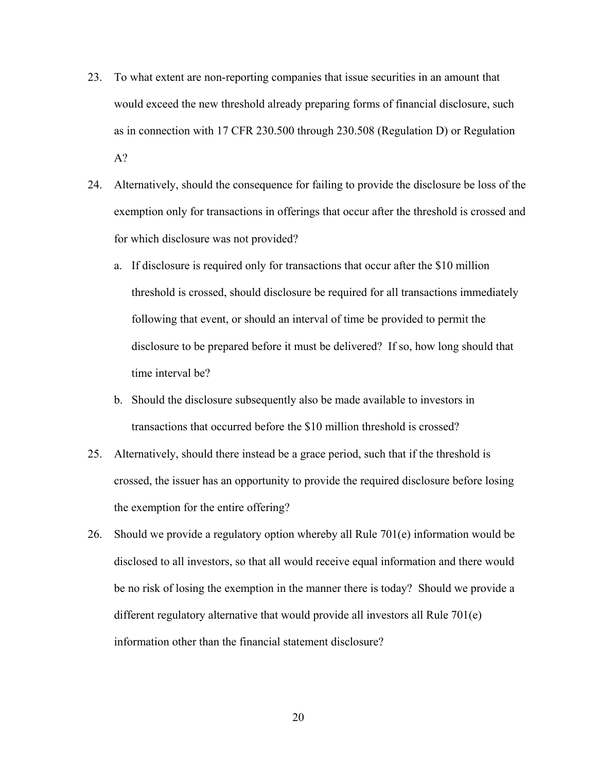23. To what extent are non-reporting companies that issue securities in an amount that would exceed the new threshold already preparing forms of financial disclosure, such as in connection with 17 CFR 230.500 through 230.508 (Regulation D) or Regulation A?

24. Alternatively, should the consequence for failing to provide the disclosure be loss of the exemption only for transactions in offerings that occur after the threshold is crossed and for which disclosure was not provided?

    a. If disclosure is required only for transactions that occur after the $10 million threshold is crossed, should disclosure be required for all transactions immediately following that event, or should an interval of time be provided to permit the disclosure to be prepared before it must be delivered? If so, how long should that time interval be?

    b. Should the disclosure subsequently also be made available to investors in transactions that occurred before the $10 million threshold is crossed?

25. Alternatively, should there instead be a grace period, such that if the threshold is crossed, the issuer has an opportunity to provide the required disclosure before losing the exemption for the entire offering?

26. Should we provide a regulatory option whereby all Rule 701(e) information would be disclosed to all investors, so that all would receive equal information and there would be no risk of losing the exemption in the manner there is today? Should we provide a different regulatory alternative that would provide all investors all Rule 701(e) information other than the financial statement disclosure?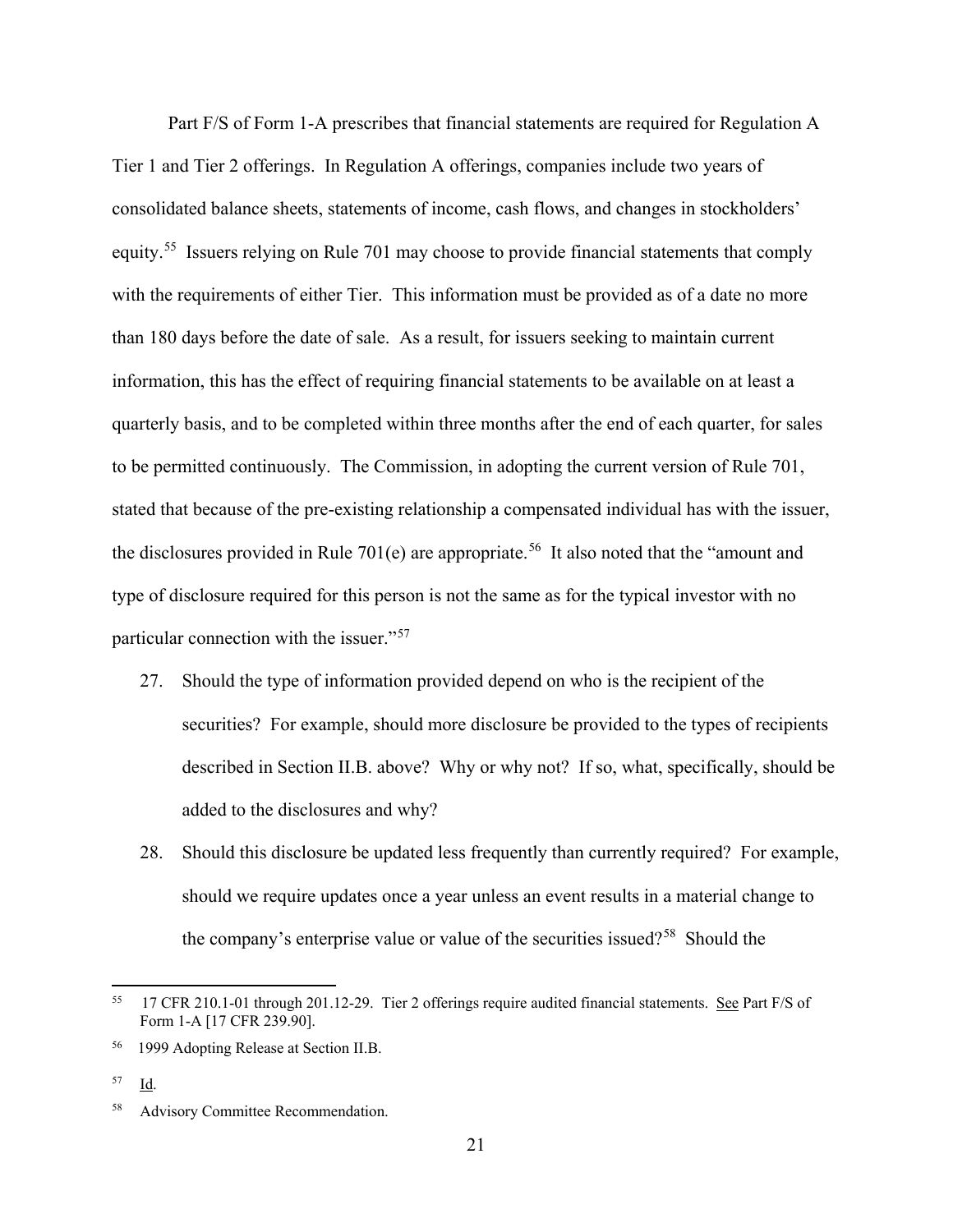Part F/S of Form 1-A prescribes that financial statements are required for Regulation A Tier 1 and Tier 2 offerings. In Regulation A offerings, companies include two years of consolidated balance sheets, statements of income, cash flows, and changes in stockholders' equity.[55] Issuers relying on Rule 701 may choose to provide financial statements that comply with the requirements of either Tier. This information must be provided as of a date no more than 180 days before the date of sale. As a result, for issuers seeking to maintain current information, this has the effect of requiring financial statements to be available on at least a quarterly basis, and to be completed within three months after the end of each quarter, for sales to be permitted continuously. The Commission, in adopting the current version of Rule 701, stated that because of the pre-existing relationship a compensated individual has with the issuer, the disclosures provided in Rule 701(e) are appropriate.[56] It also noted that the "amount and type of disclosure required for this person is not the same as for the typical investor with no particular connection with the issuer."[57]

27. Should the type of information provided depend on who is the recipient of the securities? For example, should more disclosure be provided to the types of recipients described in Section II.B. above? Why or why not? If so, what, specifically, should be added to the disclosures and why?

28. Should this disclosure be updated less frequently than currently required? For example, should we require updates once a year unless an event results in a material change to the company's enterprise value or value of the securities issued?[58] Should the

---

[55] 17 CFR 210.1-01 through 201.12-29. Tier 2 offerings require audited financial statements. See Part F/S of Form 1-A [17 CFR 239.90].

[56] 1999 Adopting Release at Section II.B.

[57] Id.

[58] Advisory Committee Recommendation.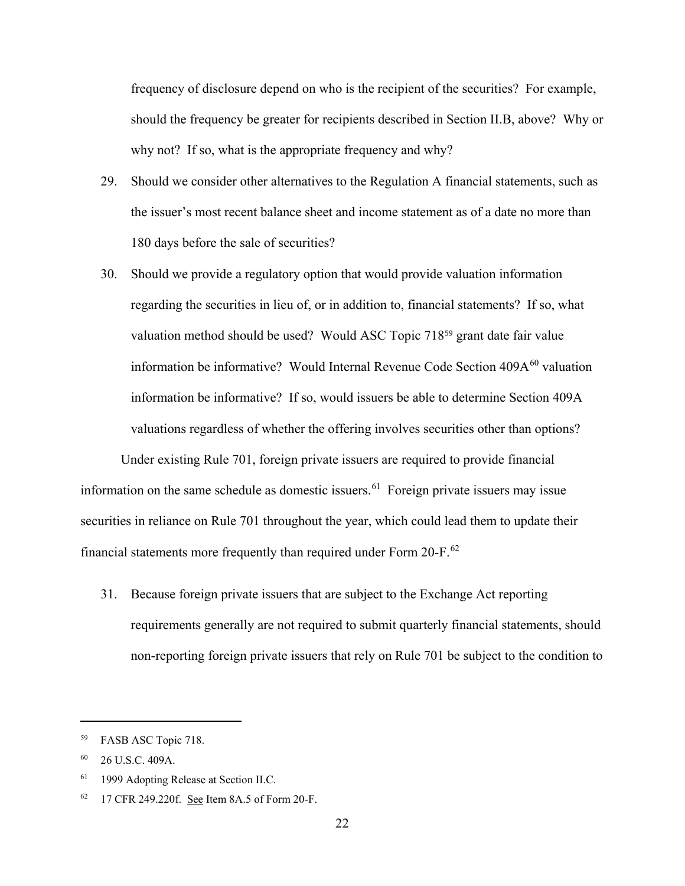frequency of disclosure depend on who is the recipient of the securities? For example, should the frequency be greater for recipients described in Section II.B, above? Why or why not? If so, what is the appropriate frequency and why?

29. Should we consider other alternatives to the Regulation A financial statements, such as the issuer's most recent balance sheet and income statement as of a date no more than 180 days before the sale of securities?

30. Should we provide a regulatory option that would provide valuation information regarding the securities in lieu of, or in addition to, financial statements? If so, what valuation method should be used? Would ASC Topic 718[59] grant date fair value information be informative? Would Internal Revenue Code Section 409A[60] valuation information be informative? If so, would issuers be able to determine Section 409A valuations regardless of whether the offering involves securities other than options?

Under existing Rule 701, foreign private issuers are required to provide financial information on the same schedule as domestic issuers.[61] Foreign private issuers may issue securities in reliance on Rule 701 throughout the year, which could lead them to update their financial statements more frequently than required under Form 20-F.[62]

31. Because foreign private issuers that are subject to the Exchange Act reporting requirements generally are not required to submit quarterly financial statements, should non-reporting foreign private issuers that rely on Rule 701 be subject to the condition to

---

[59] FASB ASC Topic 718.

[60] 26 U.S.C. 409A.

[61] 1999 Adopting Release at Section II.C.

[62] 17 CFR 249.220f. See Item 8A.5 of Form 20-F.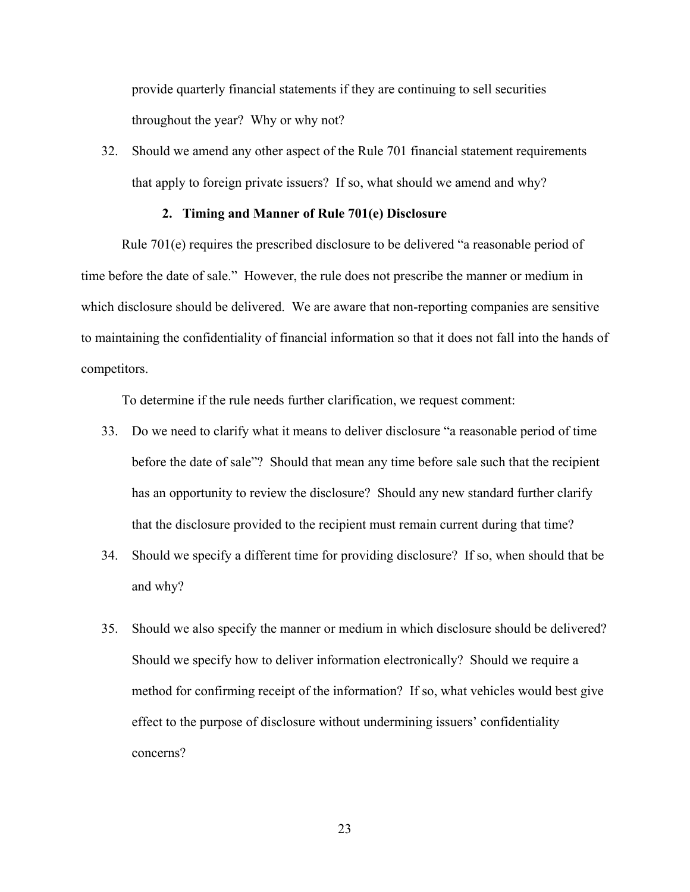provide quarterly financial statements if they are continuing to sell securities throughout the year? Why or why not?

32. Should we amend any other aspect of the Rule 701 financial statement requirements that apply to foreign private issuers? If so, what should we amend and why?

### 2. Timing and Manner of Rule 701(e) Disclosure

Rule 701(e) requires the prescribed disclosure to be delivered "a reasonable period of time before the date of sale." However, the rule does not prescribe the manner or medium in which disclosure should be delivered. We are aware that non-reporting companies are sensitive to maintaining the confidentiality of financial information so that it does not fall into the hands of competitors.

To determine if the rule needs further clarification, we request comment:

33. Do we need to clarify what it means to deliver disclosure "a reasonable period of time before the date of sale"? Should that mean any time before sale such that the recipient has an opportunity to review the disclosure? Should any new standard further clarify that the disclosure provided to the recipient must remain current during that time?
34. Should we specify a different time for providing disclosure? If so, when should that be and why?
35. Should we also specify the manner or medium in which disclosure should be delivered? Should we specify how to deliver information electronically? Should we require a method for confirming receipt of the information? If so, what vehicles would best give effect to the purpose of disclosure without undermining issuers' confidentiality concerns?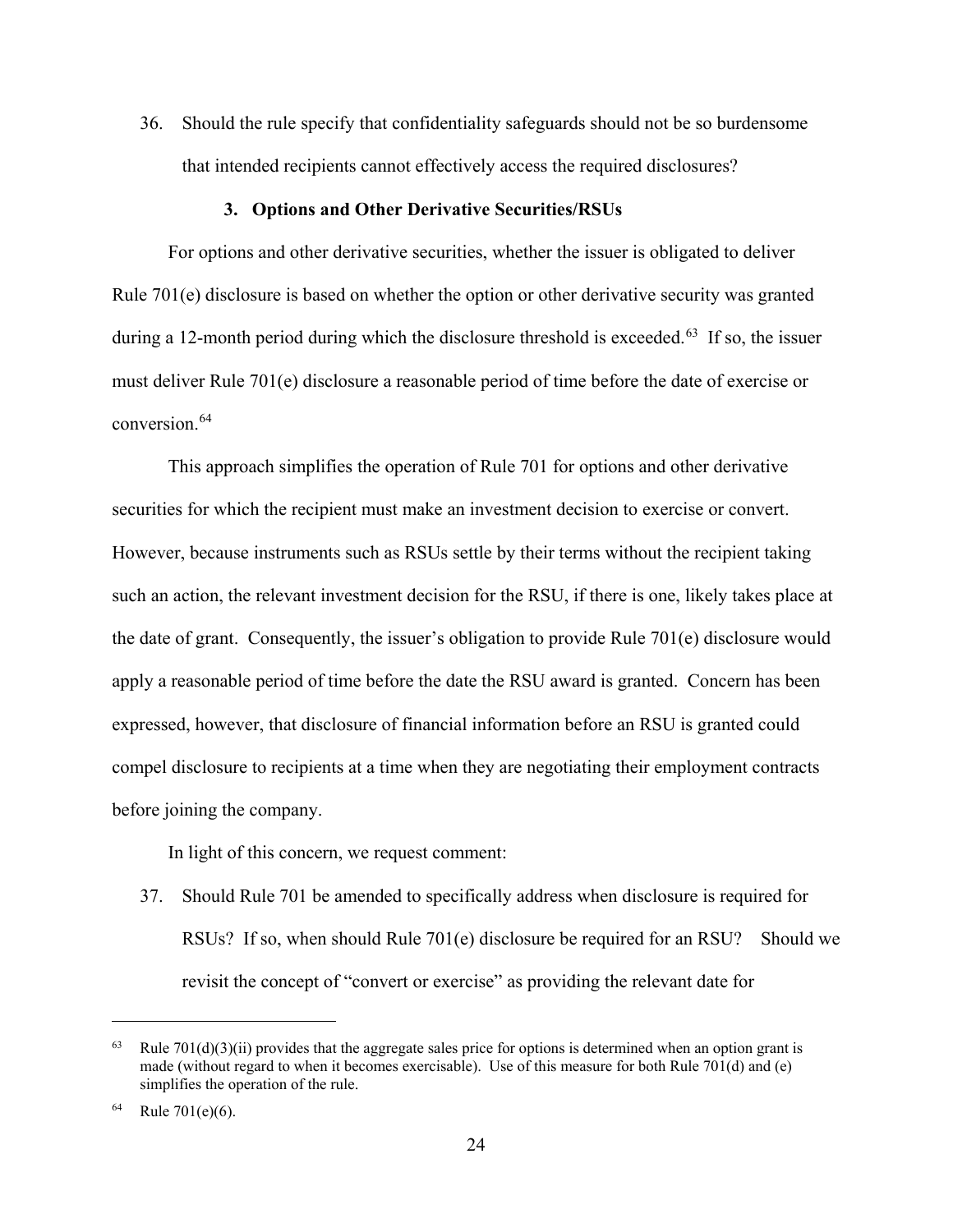36. Should the rule specify that confidentiality safeguards should not be so burdensome that intended recipients cannot effectively access the required disclosures?

### 3. Options and Other Derivative Securities/RSUs

For options and other derivative securities, whether the issuer is obligated to deliver Rule 701(e) disclosure is based on whether the option or other derivative security was granted during a 12-month period during which the disclosure threshold is exceeded.[63] If so, the issuer must deliver Rule 701(e) disclosure a reasonable period of time before the date of exercise or conversion.[64]

This approach simplifies the operation of Rule 701 for options and other derivative securities for which the recipient must make an investment decision to exercise or convert. However, because instruments such as RSUs settle by their terms without the recipient taking such an action, the relevant investment decision for the RSU, if there is one, likely takes place at the date of grant. Consequently, the issuer's obligation to provide Rule 701(e) disclosure would apply a reasonable period of time before the date the RSU award is granted. Concern has been expressed, however, that disclosure of financial information before an RSU is granted could compel disclosure to recipients at a time when they are negotiating their employment contracts before joining the company.

In light of this concern, we request comment:

37. Should Rule 701 be amended to specifically address when disclosure is required for RSUs? If so, when should Rule 701(e) disclosure be required for an RSU? Should we revisit the concept of "convert or exercise" as providing the relevant date for

---

[63] Rule 701(d)(3)(ii) provides that the aggregate sales price for options is determined when an option grant is made (without regard to when it becomes exercisable). Use of this measure for both Rule 701(d) and (e) simplifies the operation of the rule.

[64] Rule 701(e)(6).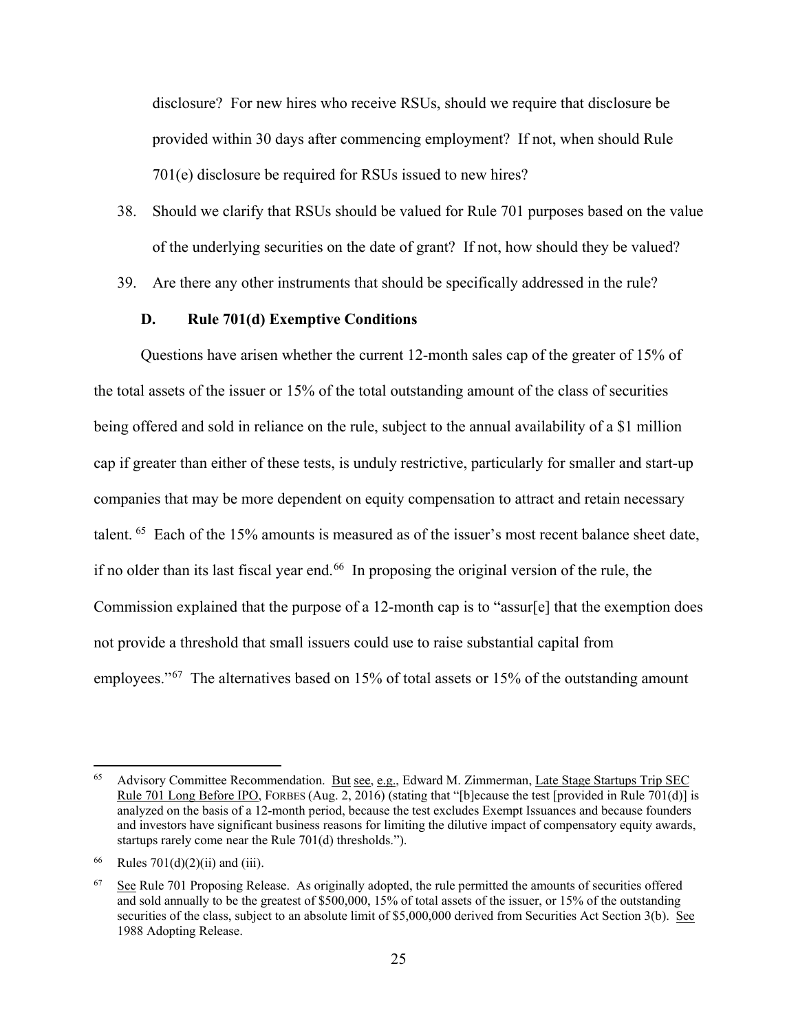disclosure? For new hires who receive RSUs, should we require that disclosure be provided within 30 days after commencing employment? If not, when should Rule 701(e) disclosure be required for RSUs issued to new hires?

38. Should we clarify that RSUs should be valued for Rule 701 purposes based on the value of the underlying securities on the date of grant? If not, how should they be valued?

39. Are there any other instruments that should be specifically addressed in the rule?

### D. Rule 701(d) Exemptive Conditions

Questions have arisen whether the current 12-month sales cap of the greater of 15% of the total assets of the issuer or 15% of the total outstanding amount of the class of securities being offered and sold in reliance on the rule, subject to the annual availability of a $1 million cap if greater than either of these tests, is unduly restrictive, particularly for smaller and start-up companies that may be more dependent on equity compensation to attract and retain necessary talent.[65] Each of the 15% amounts is measured as of the issuer's most recent balance sheet date, if no older than its last fiscal year end.[66] In proposing the original version of the rule, the Commission explained that the purpose of a 12-month cap is to "assur[e] that the exemption does not provide a threshold that small issuers could use to raise substantial capital from employees."[67] The alternatives based on 15% of total assets or 15% of the outstanding amount

---

[65] Advisory Committee Recommendation. But see, e.g., Edward M. Zimmerman, Late Stage Startups Trip SEC Rule 701 Long Before IPO, FORBES (Aug. 2, 2016) (stating that "[b]ecause the test [provided in Rule 701(d)] is analyzed on the basis of a 12-month period, because the test excludes Exempt Issuances and because founders and investors have significant business reasons for limiting the dilutive impact of compensatory equity awards, startups rarely come near the Rule 701(d) thresholds.").

[66] Rules 701(d)(2)(ii) and (iii).

[67] See Rule 701 Proposing Release. As originally adopted, the rule permitted the amounts of securities offered and sold annually to be the greatest of $500,000, 15% of total assets of the issuer, or 15% of the outstanding securities of the class, subject to an absolute limit of $5,000,000 derived from Securities Act Section 3(b). See 1988 Adopting Release.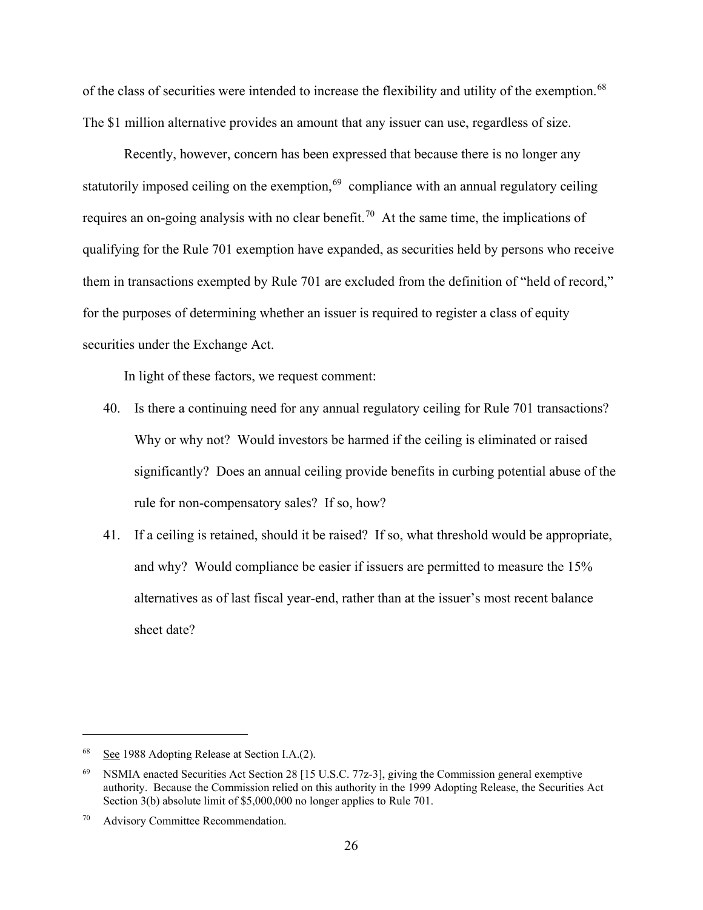of the class of securities were intended to increase the flexibility and utility of the exemption.[68] The $1 million alternative provides an amount that any issuer can use, regardless of size.

Recently, however, concern has been expressed that because there is no longer any statutorily imposed ceiling on the exemption,[69] compliance with an annual regulatory ceiling requires an on-going analysis with no clear benefit.[70] At the same time, the implications of qualifying for the Rule 701 exemption have expanded, as securities held by persons who receive them in transactions exempted by Rule 701 are excluded from the definition of "held of record," for the purposes of determining whether an issuer is required to register a class of equity securities under the Exchange Act.

In light of these factors, we request comment:

40. Is there a continuing need for any annual regulatory ceiling for Rule 701 transactions? Why or why not? Would investors be harmed if the ceiling is eliminated or raised significantly? Does an annual ceiling provide benefits in curbing potential abuse of the rule for non-compensatory sales? If so, how?

41. If a ceiling is retained, should it be raised? If so, what threshold would be appropriate, and why? Would compliance be easier if issuers are permitted to measure the 15% alternatives as of last fiscal year-end, rather than at the issuer's most recent balance sheet date?

---

[68] See 1988 Adopting Release at Section I.A.(2).

[69] NSMIA enacted Securities Act Section 28 [15 U.S.C. 77z-3], giving the Commission general exemptive authority. Because the Commission relied on this authority in the 1999 Adopting Release, the Securities Act Section 3(b) absolute limit of $5,000,000 no longer applies to Rule 701.

[70] Advisory Committee Recommendation.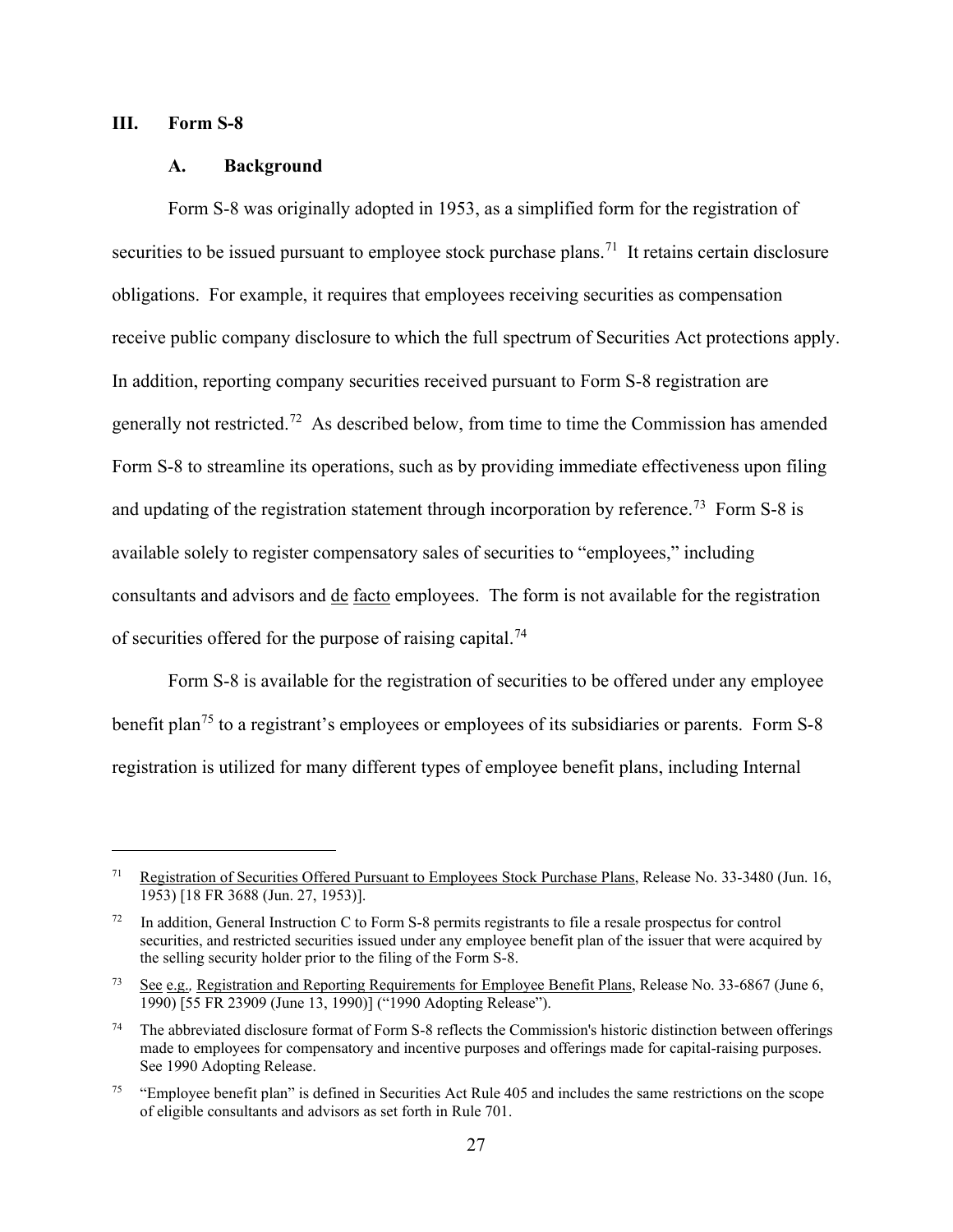## III. Form S-8

### A. Background

Form S-8 was originally adopted in 1953, as a simplified form for the registration of securities to be issued pursuant to employee stock purchase plans.[71] It retains certain disclosure obligations. For example, it requires that employees receiving securities as compensation receive public company disclosure to which the full spectrum of Securities Act protections apply. In addition, reporting company securities received pursuant to Form S-8 registration are generally not restricted.[72] As described below, from time to time the Commission has amended Form S-8 to streamline its operations, such as by providing immediate effectiveness upon filing and updating of the registration statement through incorporation by reference.[73] Form S-8 is available solely to register compensatory sales of securities to "employees," including consultants and advisors and de facto employees. The form is not available for the registration of securities offered for the purpose of raising capital.[74]

Form S-8 is available for the registration of securities to be offered under any employee benefit plan[75] to a registrant's employees or employees of its subsidiaries or parents. Form S-8 registration is utilized for many different types of employee benefit plans, including Internal

---

[71] Registration of Securities Offered Pursuant to Employees Stock Purchase Plans, Release No. 33-3480 (Jun. 16, 1953) [18 FR 3688 (Jun. 27, 1953)].

[72] In addition, General Instruction C to Form S-8 permits registrants to file a resale prospectus for control securities, and restricted securities issued under any employee benefit plan of the issuer that were acquired by the selling security holder prior to the filing of the Form S-8.

[73] See e.g., Registration and Reporting Requirements for Employee Benefit Plans, Release No. 33-6867 (June 6, 1990) [55 FR 23909 (June 13, 1990)] ("1990 Adopting Release").

[74] The abbreviated disclosure format of Form S-8 reflects the Commission's historic distinction between offerings made to employees for compensatory and incentive purposes and offerings made for capital-raising purposes. See 1990 Adopting Release.

[75] "Employee benefit plan" is defined in Securities Act Rule 405 and includes the same restrictions on the scope of eligible consultants and advisors as set forth in Rule 701.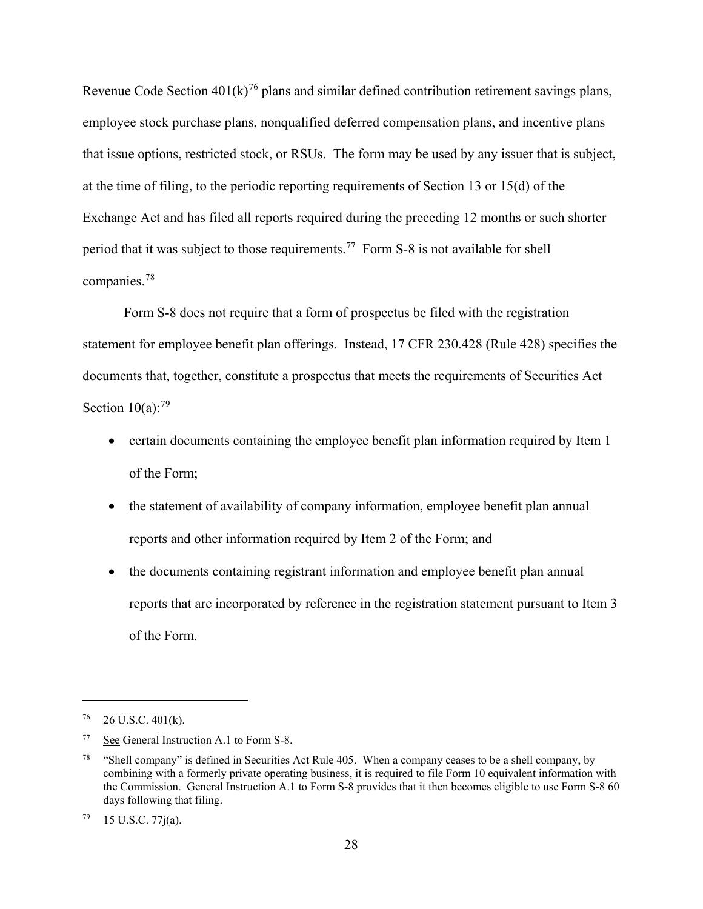Revenue Code Section 401(k)[76] plans and similar defined contribution retirement savings plans, employee stock purchase plans, nonqualified deferred compensation plans, and incentive plans that issue options, restricted stock, or RSUs. The form may be used by any issuer that is subject, at the time of filing, to the periodic reporting requirements of Section 13 or 15(d) of the Exchange Act and has filed all reports required during the preceding 12 months or such shorter period that it was subject to those requirements.[77] Form S-8 is not available for shell companies.[78]

Form S-8 does not require that a form of prospectus be filed with the registration statement for employee benefit plan offerings. Instead, 17 CFR 230.428 (Rule 428) specifies the documents that, together, constitute a prospectus that meets the requirements of Securities Act Section 10(a):[79]

- certain documents containing the employee benefit plan information required by Item 1 of the Form;
- the statement of availability of company information, employee benefit plan annual reports and other information required by Item 2 of the Form; and
- the documents containing registrant information and employee benefit plan annual reports that are incorporated by reference in the registration statement pursuant to Item 3 of the Form.

---

[76] 26 U.S.C. 401(k).

[77] See General Instruction A.1 to Form S-8.

[78] "Shell company" is defined in Securities Act Rule 405. When a company ceases to be a shell company, by combining with a formerly private operating business, it is required to file Form 10 equivalent information with the Commission. General Instruction A.1 to Form S-8 provides that it then becomes eligible to use Form S-8 60 days following that filing.

[79] 15 U.S.C. 77j(a).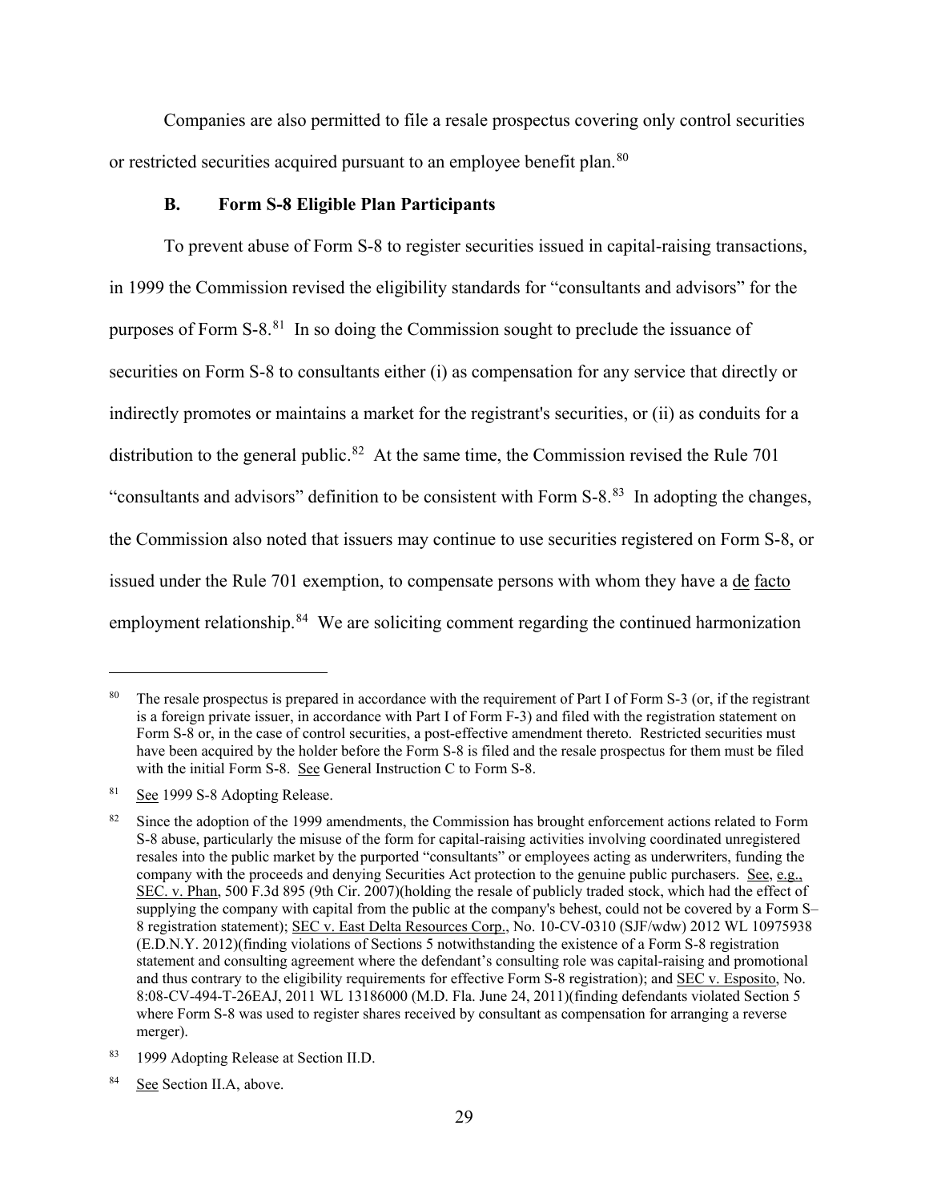Companies are also permitted to file a resale prospectus covering only control securities or restricted securities acquired pursuant to an employee benefit plan.[80]

### B. Form S-8 Eligible Plan Participants

To prevent abuse of Form S-8 to register securities issued in capital-raising transactions, in 1999 the Commission revised the eligibility standards for "consultants and advisors" for the purposes of Form S-8.[81] In so doing the Commission sought to preclude the issuance of securities on Form S-8 to consultants either (i) as compensation for any service that directly or indirectly promotes or maintains a market for the registrant's securities, or (ii) as conduits for a distribution to the general public.[82] At the same time, the Commission revised the Rule 701 "consultants and advisors" definition to be consistent with Form S-8.[83] In adopting the changes, the Commission also noted that issuers may continue to use securities registered on Form S-8, or issued under the Rule 701 exemption, to compensate persons with whom they have a de facto employment relationship.[84] We are soliciting comment regarding the continued harmonization

---

[80] The resale prospectus is prepared in accordance with the requirement of Part I of Form S-3 (or, if the registrant is a foreign private issuer, in accordance with Part I of Form F-3) and filed with the registration statement on Form S-8 or, in the case of control securities, a post-effective amendment thereto. Restricted securities must have been acquired by the holder before the Form S-8 is filed and the resale prospectus for them must be filed with the initial Form S-8. See General Instruction C to Form S-8.

[81] See 1999 S-8 Adopting Release.

[82] Since the adoption of the 1999 amendments, the Commission has brought enforcement actions related to Form S-8 abuse, particularly the misuse of the form for capital-raising activities involving coordinated unregistered resales into the public market by the purported "consultants" or employees acting as underwriters, funding the company with the proceeds and denying Securities Act protection to the genuine public purchasers. See, e.g., SEC. v. Phan, 500 F.3d 895 (9th Cir. 2007)(holding the resale of publicly traded stock, which had the effect of supplying the company with capital from the public at the company's behest, could not be covered by a Form S–8 registration statement); SEC v. East Delta Resources Corp., No. 10-CV-0310 (SJF/wdw) 2012 WL 10975938 (E.D.N.Y. 2012)(finding violations of Sections 5 notwithstanding the existence of a Form S-8 registration statement and consulting agreement where the defendant's consulting role was capital-raising and promotional and thus contrary to the eligibility requirements for effective Form S-8 registration); and SEC v. Esposito, No. 8:08-CV-494-T-26EAJ, 2011 WL 13186000 (M.D. Fla. June 24, 2011)(finding defendants violated Section 5 where Form S-8 was used to register shares received by consultant as compensation for arranging a reverse merger).

[83] 1999 Adopting Release at Section II.D.

[84] See Section II.A, above.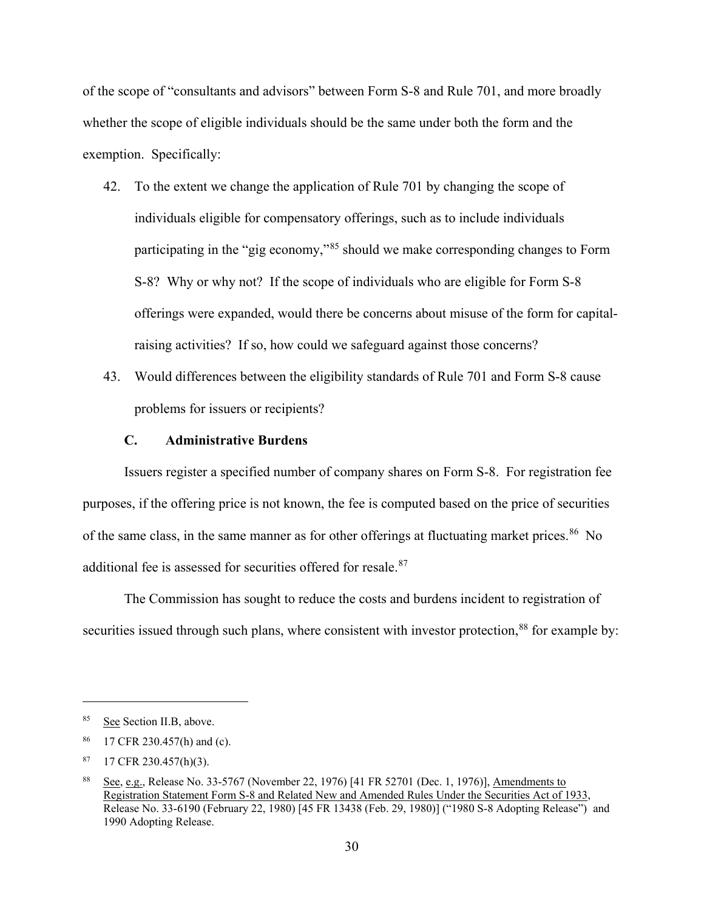of the scope of "consultants and advisors" between Form S-8 and Rule 701, and more broadly whether the scope of eligible individuals should be the same under both the form and the exemption. Specifically:

42. To the extent we change the application of Rule 701 by changing the scope of individuals eligible for compensatory offerings, such as to include individuals participating in the "gig economy,"[85] should we make corresponding changes to Form S-8? Why or why not? If the scope of individuals who are eligible for Form S-8 offerings were expanded, would there be concerns about misuse of the form for capital-raising activities? If so, how could we safeguard against those concerns?

43. Would differences between the eligibility standards of Rule 701 and Form S-8 cause problems for issuers or recipients?

### C. Administrative Burdens

Issuers register a specified number of company shares on Form S-8. For registration fee purposes, if the offering price is not known, the fee is computed based on the price of securities of the same class, in the same manner as for other offerings at fluctuating market prices.[86] No additional fee is assessed for securities offered for resale.[87]

The Commission has sought to reduce the costs and burdens incident to registration of securities issued through such plans, where consistent with investor protection,[88] for example by:

---

[85] See Section II.B, above.

[86] 17 CFR 230.457(h) and (c).

[87] 17 CFR 230.457(h)(3).

[88] See, e.g., Release No. 33-5767 (November 22, 1976) [41 FR 52701 (Dec. 1, 1976)], Amendments to Registration Statement Form S-8 and Related New and Amended Rules Under the Securities Act of 1933, Release No. 33-6190 (February 22, 1980) [45 FR 13438 (Feb. 29, 1980)] ("1980 S-8 Adopting Release") and 1990 Adopting Release.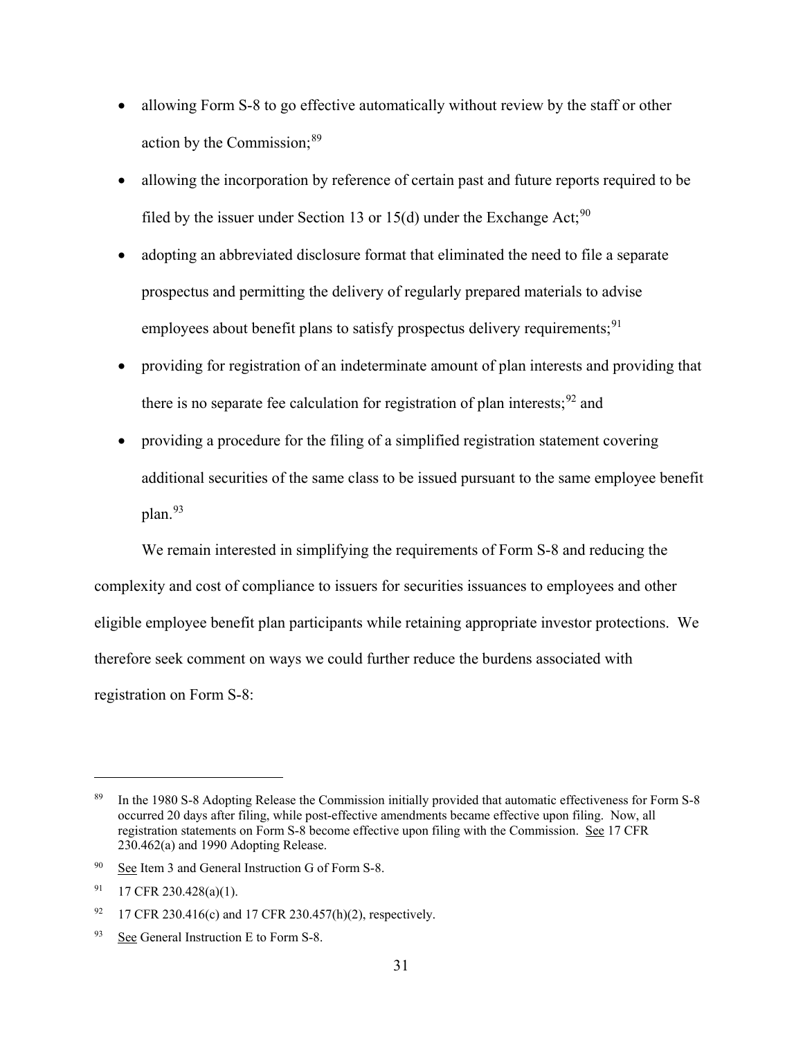- allowing Form S-8 to go effective automatically without review by the staff or other action by the Commission;[89]
- allowing the incorporation by reference of certain past and future reports required to be filed by the issuer under Section 13 or 15(d) under the Exchange Act;[90]
- adopting an abbreviated disclosure format that eliminated the need to file a separate prospectus and permitting the delivery of regularly prepared materials to advise employees about benefit plans to satisfy prospectus delivery requirements;[91]
- providing for registration of an indeterminate amount of plan interests and providing that there is no separate fee calculation for registration of plan interests;[92] and
- providing a procedure for the filing of a simplified registration statement covering additional securities of the same class to be issued pursuant to the same employee benefit plan.[93]

We remain interested in simplifying the requirements of Form S-8 and reducing the complexity and cost of compliance to issuers for securities issuances to employees and other eligible employee benefit plan participants while retaining appropriate investor protections. We therefore seek comment on ways we could further reduce the burdens associated with registration on Form S-8:

---

[89] In the 1980 S-8 Adopting Release the Commission initially provided that automatic effectiveness for Form S-8 occurred 20 days after filing, while post-effective amendments became effective upon filing. Now, all registration statements on Form S-8 become effective upon filing with the Commission. See 17 CFR 230.462(a) and 1990 Adopting Release.

[90] See Item 3 and General Instruction G of Form S-8.

[91] 17 CFR 230.428(a)(1).

[92] 17 CFR 230.416(c) and 17 CFR 230.457(h)(2), respectively.

[93] See General Instruction E to Form S-8.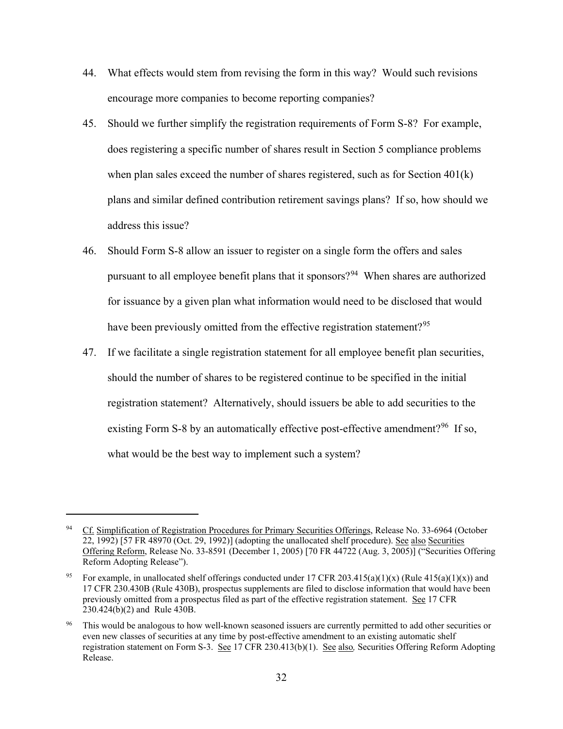44. What effects would stem from revising the form in this way? Would such revisions encourage more companies to become reporting companies?

45. Should we further simplify the registration requirements of Form S-8? For example, does registering a specific number of shares result in Section 5 compliance problems when plan sales exceed the number of shares registered, such as for Section 401(k) plans and similar defined contribution retirement savings plans? If so, how should we address this issue?

46. Should Form S-8 allow an issuer to register on a single form the offers and sales pursuant to all employee benefit plans that it sponsors?[94] When shares are authorized for issuance by a given plan what information would need to be disclosed that would have been previously omitted from the effective registration statement?[95]

47. If we facilitate a single registration statement for all employee benefit plan securities, should the number of shares to be registered continue to be specified in the initial registration statement? Alternatively, should issuers be able to add securities to the existing Form S-8 by an automatically effective post-effective amendment?[96] If so, what would be the best way to implement such a system?

---

[94] Cf. Simplification of Registration Procedures for Primary Securities Offerings, Release No. 33-6964 (October 22, 1992) [57 FR 48970 (Oct. 29, 1992)] (adopting the unallocated shelf procedure). See also Securities Offering Reform, Release No. 33-8591 (December 1, 2005) [70 FR 44722 (Aug. 3, 2005)] ("Securities Offering Reform Adopting Release").

[95] For example, in unallocated shelf offerings conducted under 17 CFR 203.415(a)(1)(x) (Rule 415(a)(1)(x)) and 17 CFR 230.430B (Rule 430B), prospectus supplements are filed to disclose information that would have been previously omitted from a prospectus filed as part of the effective registration statement. See 17 CFR 230.424(b)(2) and Rule 430B.

[96] This would be analogous to how well-known seasoned issuers are currently permitted to add other securities or even new classes of securities at any time by post-effective amendment to an existing automatic shelf registration statement on Form S-3. See 17 CFR 230.413(b)(1). See also, Securities Offering Reform Adopting Release.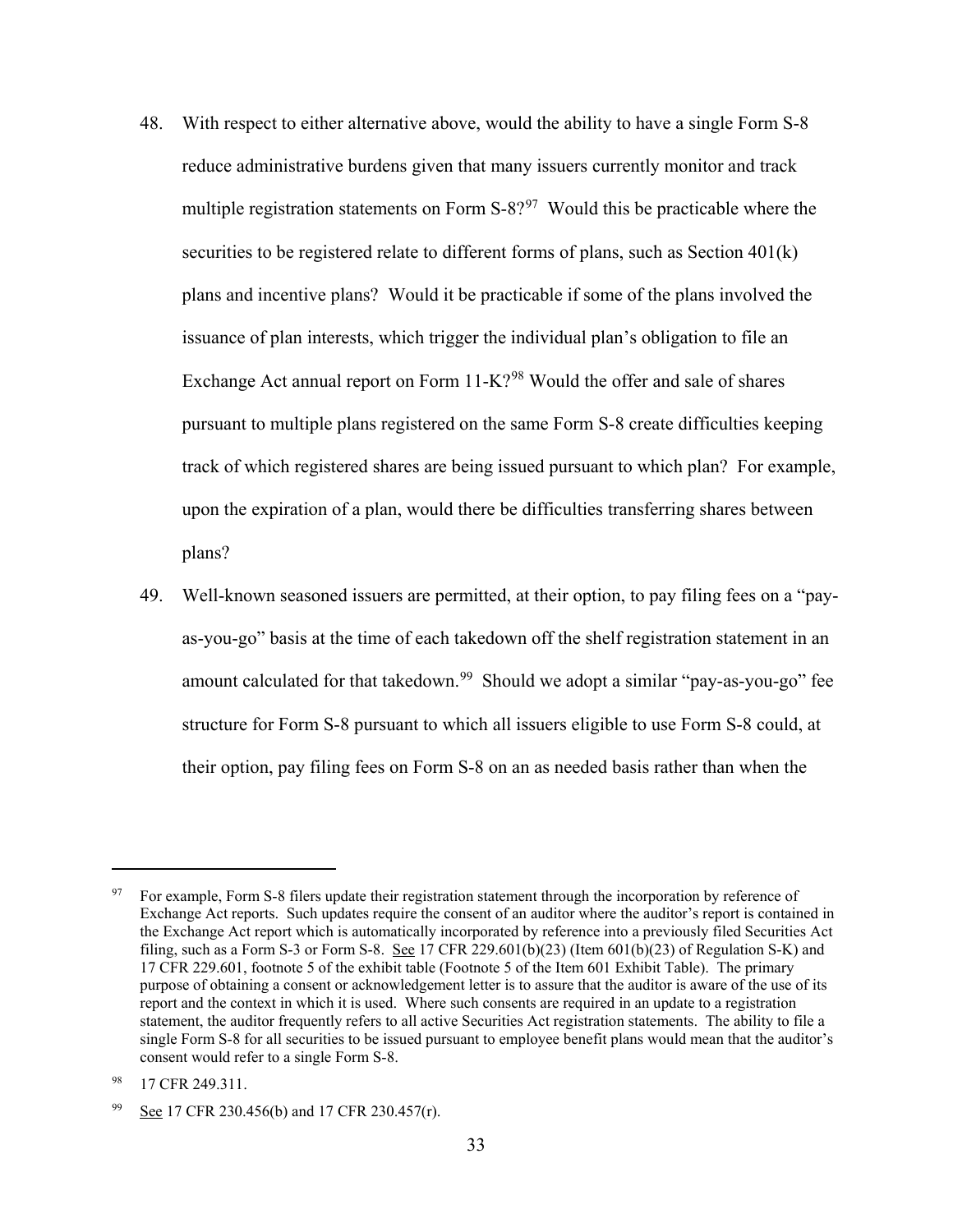48. With respect to either alternative above, would the ability to have a single Form S-8 reduce administrative burdens given that many issuers currently monitor and track multiple registration statements on Form S-8?[97] Would this be practicable where the securities to be registered relate to different forms of plans, such as Section 401(k) plans and incentive plans? Would it be practicable if some of the plans involved the issuance of plan interests, which trigger the individual plan's obligation to file an Exchange Act annual report on Form 11-K?[98] Would the offer and sale of shares pursuant to multiple plans registered on the same Form S-8 create difficulties keeping track of which registered shares are being issued pursuant to which plan? For example, upon the expiration of a plan, would there be difficulties transferring shares between plans?

49. Well-known seasoned issuers are permitted, at their option, to pay filing fees on a "pay-as-you-go" basis at the time of each takedown off the shelf registration statement in an amount calculated for that takedown.[99] Should we adopt a similar "pay-as-you-go" fee structure for Form S-8 pursuant to which all issuers eligible to use Form S-8 could, at their option, pay filing fees on Form S-8 on an as needed basis rather than when the

---

[97] For example, Form S-8 filers update their registration statement through the incorporation by reference of Exchange Act reports. Such updates require the consent of an auditor where the auditor's report is contained in the Exchange Act report which is automatically incorporated by reference into a previously filed Securities Act filing, such as a Form S-3 or Form S-8. See 17 CFR 229.601(b)(23) (Item 601(b)(23) of Regulation S-K) and 17 CFR 229.601, footnote 5 of the exhibit table (Footnote 5 of the Item 601 Exhibit Table). The primary purpose of obtaining a consent or acknowledgement letter is to assure that the auditor is aware of the use of its report and the context in which it is used. Where such consents are required in an update to a registration statement, the auditor frequently refers to all active Securities Act registration statements. The ability to file a single Form S-8 for all securities to be issued pursuant to employee benefit plans would mean that the auditor's consent would refer to a single Form S-8.

[98] 17 CFR 249.311.

[99] See 17 CFR 230.456(b) and 17 CFR 230.457(r).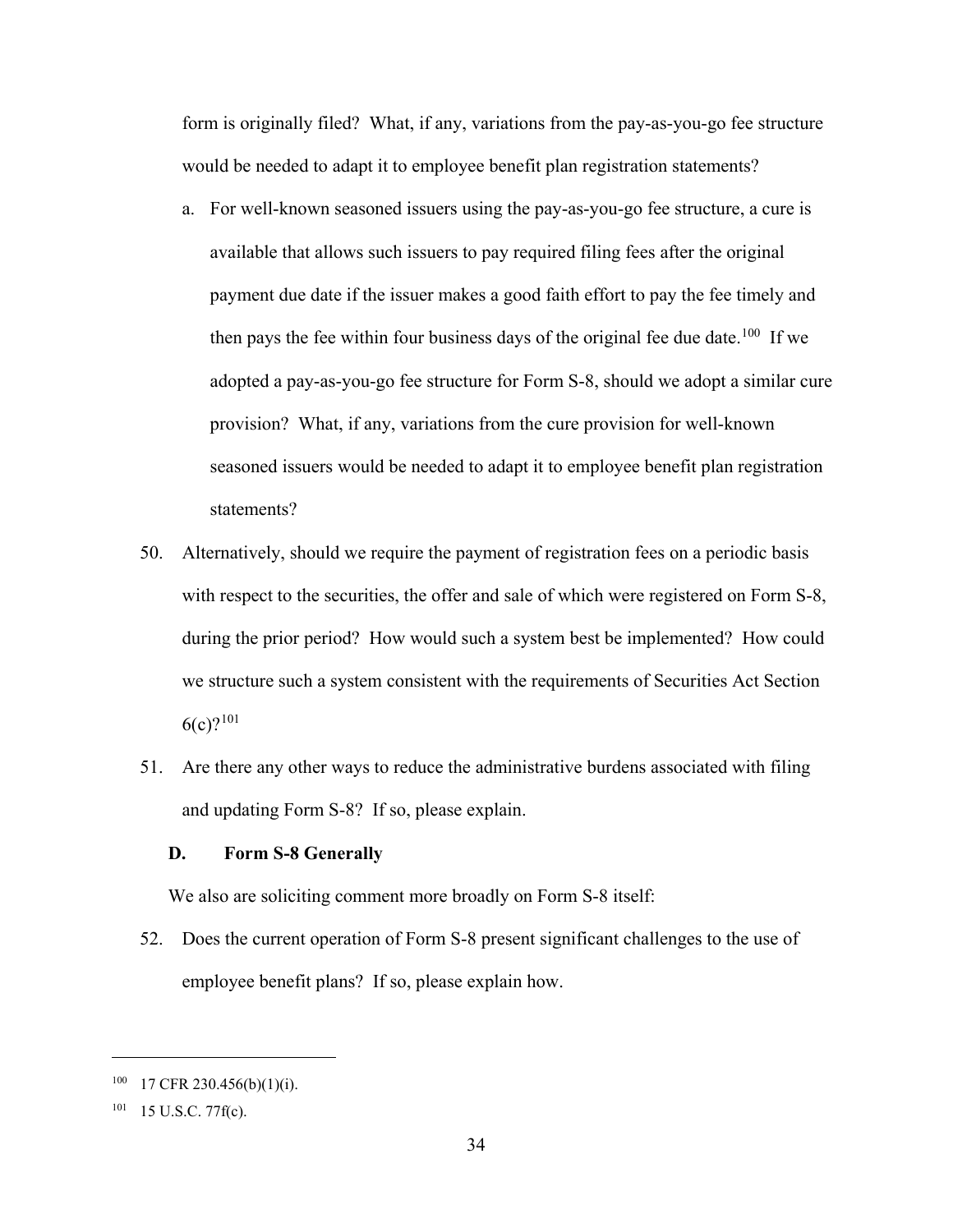form is originally filed? What, if any, variations from the pay-as-you-go fee structure would be needed to adapt it to employee benefit plan registration statements?

a. For well-known seasoned issuers using the pay-as-you-go fee structure, a cure is available that allows such issuers to pay required filing fees after the original payment due date if the issuer makes a good faith effort to pay the fee timely and then pays the fee within four business days of the original fee due date.[100] If we adopted a pay-as-you-go fee structure for Form S-8, should we adopt a similar cure provision? What, if any, variations from the cure provision for well-known seasoned issuers would be needed to adapt it to employee benefit plan registration statements?

50. Alternatively, should we require the payment of registration fees on a periodic basis with respect to the securities, the offer and sale of which were registered on Form S-8, during the prior period? How would such a system best be implemented? How could we structure such a system consistent with the requirements of Securities Act Section 6(c)?[101]

51. Are there any other ways to reduce the administrative burdens associated with filing and updating Form S-8? If so, please explain.

### D. Form S-8 Generally

We also are soliciting comment more broadly on Form S-8 itself:

52. Does the current operation of Form S-8 present significant challenges to the use of employee benefit plans? If so, please explain how.

---

[100] 17 CFR 230.456(b)(1)(i).

[101] 15 U.S.C. 77f(c).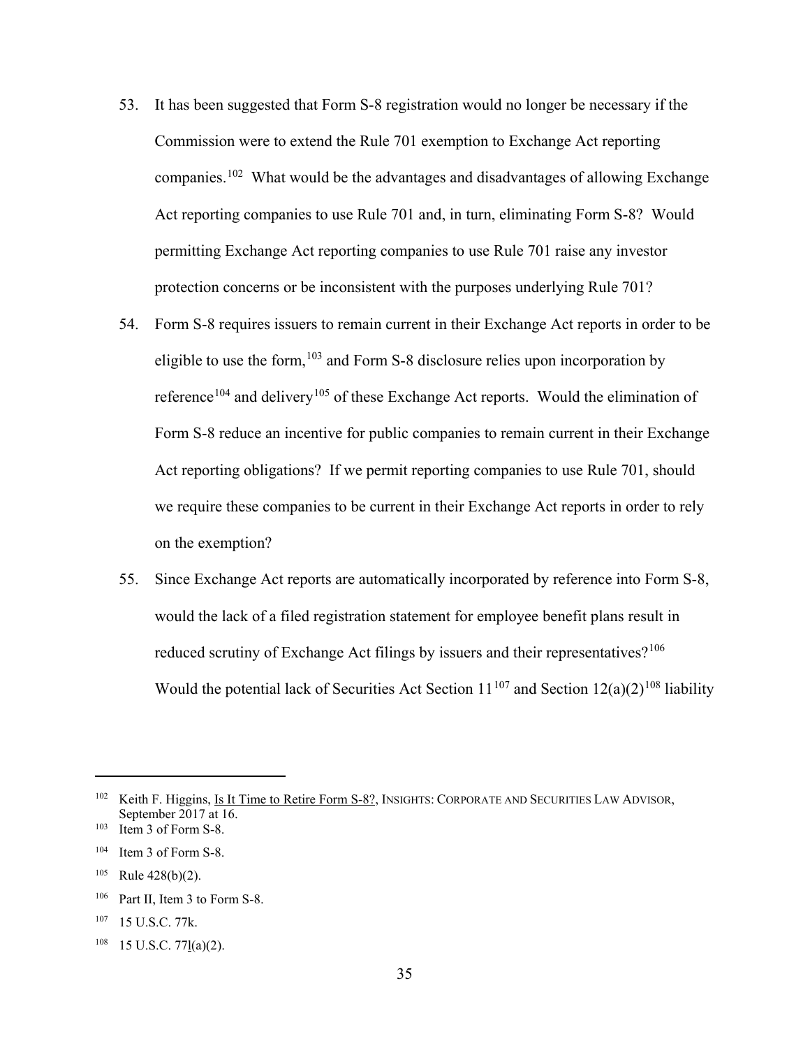53. It has been suggested that Form S-8 registration would no longer be necessary if the Commission were to extend the Rule 701 exemption to Exchange Act reporting companies.[102] What would be the advantages and disadvantages of allowing Exchange Act reporting companies to use Rule 701 and, in turn, eliminating Form S-8? Would permitting Exchange Act reporting companies to use Rule 701 raise any investor protection concerns or be inconsistent with the purposes underlying Rule 701?

54. Form S-8 requires issuers to remain current in their Exchange Act reports in order to be eligible to use the form,[103] and Form S-8 disclosure relies upon incorporation by reference[104] and delivery[105] of these Exchange Act reports. Would the elimination of Form S-8 reduce an incentive for public companies to remain current in their Exchange Act reporting obligations? If we permit reporting companies to use Rule 701, should we require these companies to be current in their Exchange Act reports in order to rely on the exemption?

55. Since Exchange Act reports are automatically incorporated by reference into Form S-8, would the lack of a filed registration statement for employee benefit plans result in reduced scrutiny of Exchange Act filings by issuers and their representatives?[106] Would the potential lack of Securities Act Section 11[107] and Section 12(a)(2)[108] liability

---

[102] Keith F. Higgins, Is It Time to Retire Form S-8?, INSIGHTS: CORPORATE AND SECURITIES LAW ADVISOR, September 2017 at 16.

[103] Item 3 of Form S-8.

[104] Item 3 of Form S-8.

[105] Rule 428(b)(2).

[106] Part II, Item 3 to Form S-8.

[107] 15 U.S.C. 77k.

[108] 15 U.S.C. 77l(a)(2).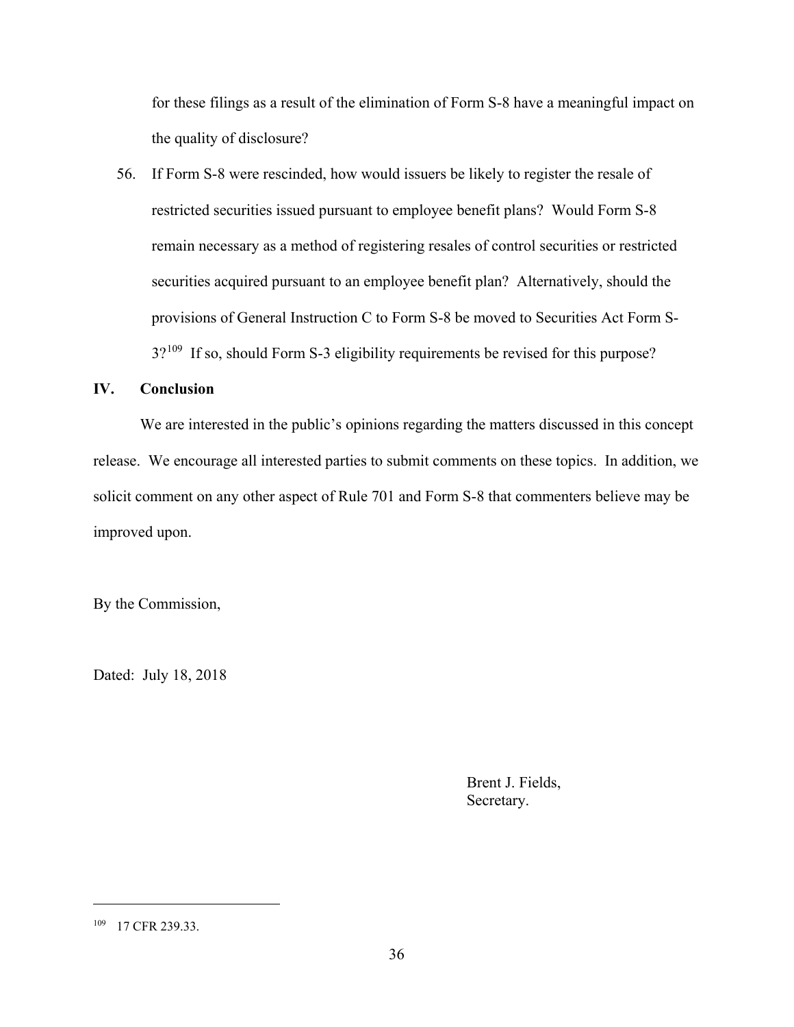for these filings as a result of the elimination of Form S-8 have a meaningful impact on the quality of disclosure?

56. If Form S-8 were rescinded, how would issuers be likely to register the resale of restricted securities issued pursuant to employee benefit plans? Would Form S-8 remain necessary as a method of registering resales of control securities or restricted securities acquired pursuant to an employee benefit plan? Alternatively, should the provisions of General Instruction C to Form S-8 be moved to Securities Act Form S-3?[109] If so, should Form S-3 eligibility requirements be revised for this purpose?

## IV. Conclusion

We are interested in the public's opinions regarding the matters discussed in this concept release. We encourage all interested parties to submit comments on these topics. In addition, we solicit comment on any other aspect of Rule 701 and Form S-8 that commenters believe may be improved upon.

By the Commission,

Dated: July 18, 2018

Brent J. Fields,
Secretary.

[109] 17 CFR 239.33.